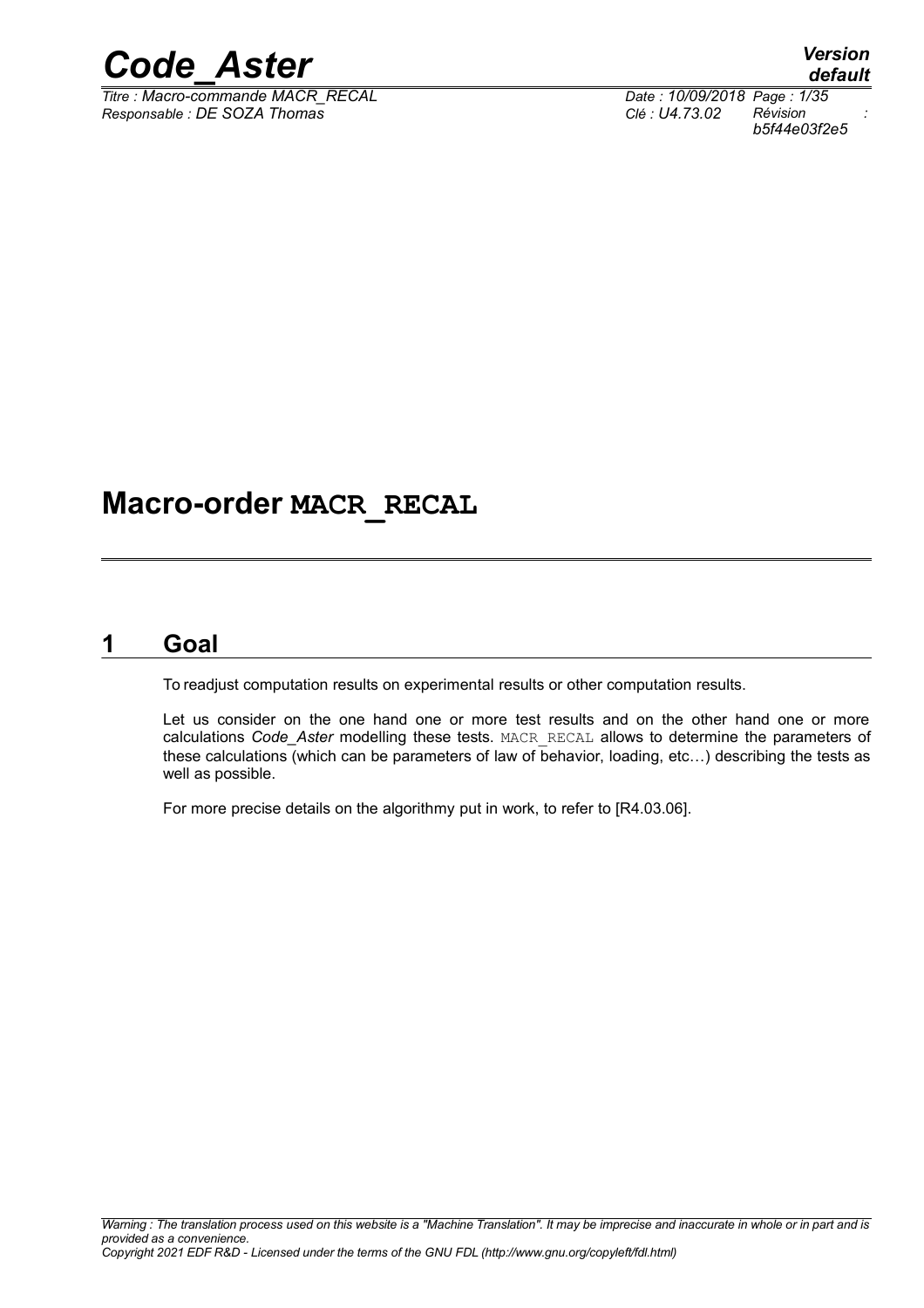# Macro-order MACR_RECAL

## 1 Goal

To readjust computation results on experimental results or other computation results.

Let us consider on the one hand one or more test results and on the other hand one or more calculations *Code_Aster* modelling these tests. MACR_RECAL allows to determine the parameters of these calculations (which can be parameters of law of behavior, loading, etc…) describing the tests as well as possible.

For more precise details on the algorithmy put in work, to refer to [R4.03.06].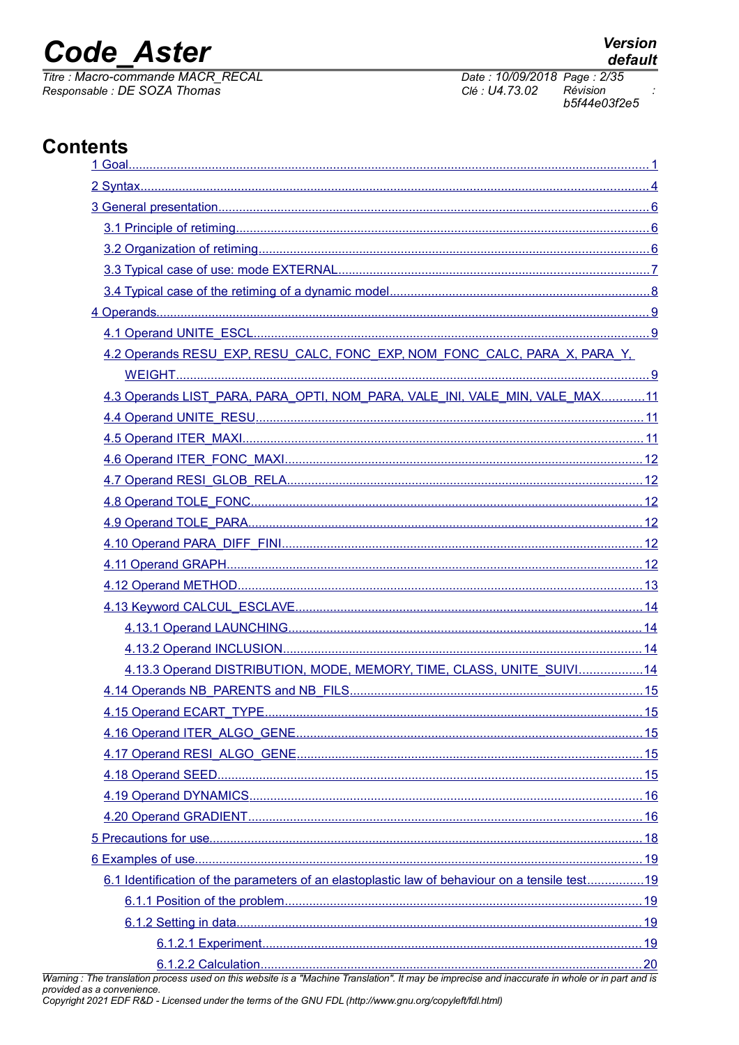# Contents

1 Goal........................................................................................................................................ 1

2 Syntax...................................................................................................................................... 4

3 General presentation................................................................................................................ 6

3.1 Principle of retiming........................................................................................................... 6

3.2 Organization of retiming..................................................................................................... 6

3.3 Typical case of use: mode EXTERNAL............................................................................... 7

3.4 Typical case of the retiming of a dynamic model............................................................... 8

4 Operands.................................................................................................................................. 9

4.1 Operand UNITE_ESCL....................................................................................................... 9

4.2 Operands RESU_EXP, RESU_CALC, FONC_EXP, NOM_FONC_CALC, PARA_X, PARA_Y, WEIGHT............................................................................................................................... 9

4.3 Operands LIST_PARA, PARA_OPTI, NOM_PARA, VALE_INI, VALE_MIN, VALE_MAX............ 11

4.4 Operand UNITE_RESU...................................................................................................... 11

4.5 Operand ITER_MAXI.......................................................................................................... 11

4.6 Operand ITER_FONC_MAXI............................................................................................. 12

4.7 Operand RESI_GLOB_RELA............................................................................................. 12

4.8 Operand TOLE_FONC....................................................................................................... 12

4.9 Operand TOLE_PARA........................................................................................................ 12

4.10 Operand PARA_DIFF_FINI.............................................................................................. 12

4.11 Operand GRAPH.............................................................................................................. 12

4.12 Operand METHOD........................................................................................................... 13

4.13 Keyword CALCUL_ESCLAVE.......................................................................................... 14

4.13.1 Operand LAUNCHING............................................................................................. 14

4.13.2 Operand INCLUSION............................................................................................... 14

4.13.3 Operand DISTRIBUTION, MODE, MEMORY, TIME, CLASS, UNITE_SUIVI.................. 14

4.14 Operands NB_PARENTS and NB_FILS........................................................................... 15

4.15 Operand ECART_TYPE.................................................................................................... 15

4.16 Operand ITER_ALGO_GENE........................................................................................... 15

4.17 Operand RESI_ALGO_GENE........................................................................................... 15

4.18 Operand SEED................................................................................................................. 15

4.19 Operand DYNAMICS........................................................................................................ 16

4.20 Operand GRADIENT......................................................................................................... 16

5 Precautions for use................................................................................................................... 18

6 Examples of use........................................................................................................................ 19

6.1 Identification of the parameters of an elastoplastic law of behaviour on a tensile test................ 19

6.1.1 Position of the problem............................................................................................... 19

6.1.2 Setting in data............................................................................................................. 19

6.1.2.1 Experiment........................................................................................................ 19

6.1.2.2 Calculation......................................................................................................... 20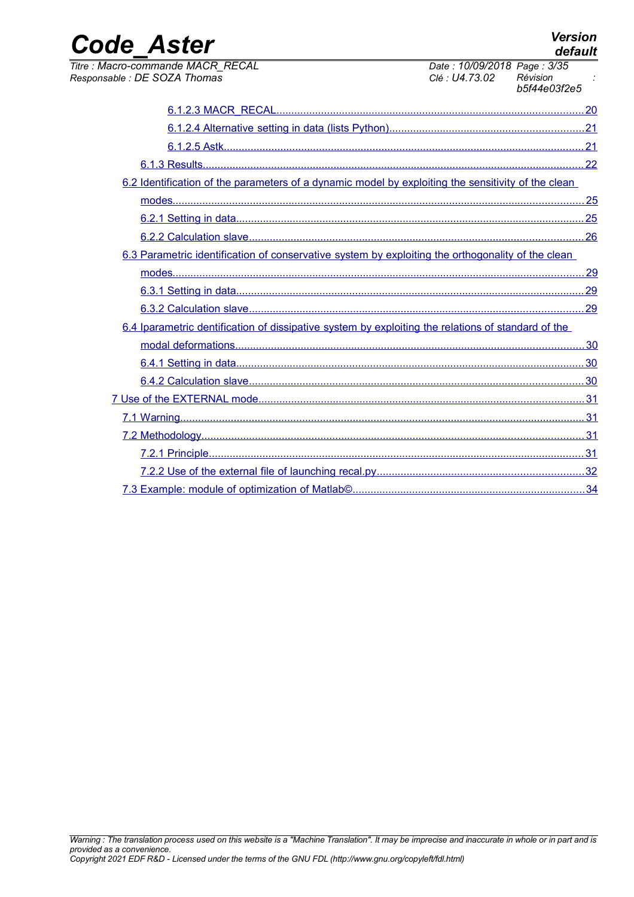6.1.2.3 MACR_RECAL....................................................................................................20

6.1.2.4 Alternative setting in data (lists Python)..................................................................21

6.1.2.5 Astk........................................................................................................................21

6.1.3 Results...........................................................................................................................22

6.2 Identification of the parameters of a dynamic model by exploiting the sensitivity of the clean modes........................................................................................................................................25

6.2.1 Setting in data...................................................................................................................25

6.2.2 Calculation slave...............................................................................................................26

6.3 Parametric identification of conservative system by exploiting the orthogonality of the clean modes........................................................................................................................................29

6.3.1 Setting in data...................................................................................................................29

6.3.2 Calculation slave...............................................................................................................29

6.4 Iparametric dentification of dissipative system by exploiting the relations of standard of the modal deformations...................................................................................................................30

6.4.1 Setting in data...................................................................................................................30

6.4.2 Calculation slave...............................................................................................................30

7 Use of the EXTERNAL mode.............................................................................................................31

7.1 Warning.......................................................................................................................................31

7.2 Methodology................................................................................................................................31

7.2.1 Principle.............................................................................................................................31

7.2.2 Use of the external file of launching recal.py.....................................................................32

7.3 Example: module of optimization of Matlab©.............................................................................34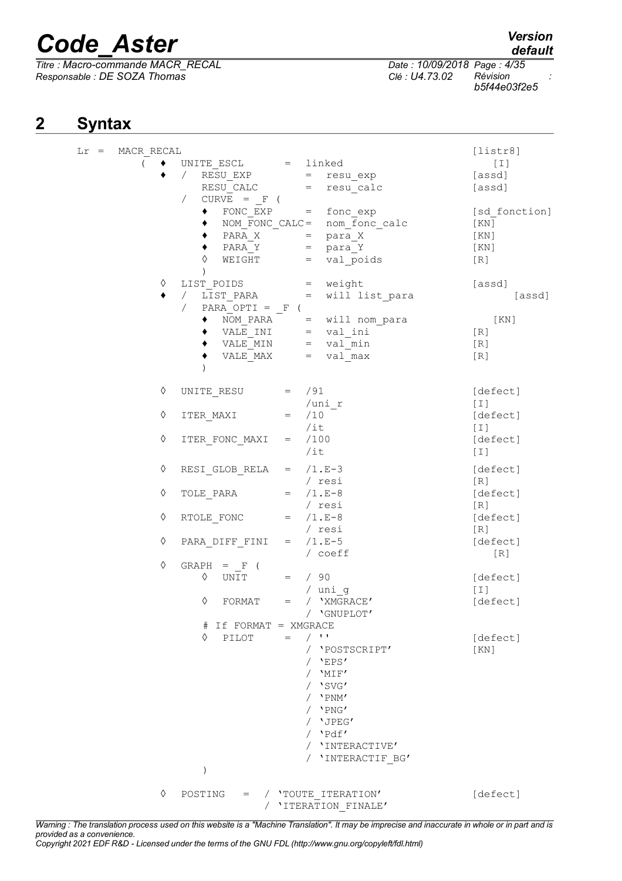## 2 Syntax

```
Lr =  MACR_RECAL                                                    [listr8]
        (  ♦  UNITE_ESCL        =  linked                              [I]
           ♦  /  RESU_EXP       =  resu_exp                         [assd]
                 RESU_CALC      =  resu_calc                        [assd]
              /  CURVE  = _F (
                 ♦  FONC_EXP    =  fonc_exp                         [sd_fonction]
                 ♦  NOM_FONC_CALC=  nom_fonc_calc                   [KN]
                 ♦  PARA_X      =  para_X                           [KN]
                 ♦  PARA_Y      =  para_Y                           [KN]
                 ◊  WEIGHT      =  val_poids                        [R]
                 )
           ◊  LIST_POIDS        =  weight                           [assd]
           ♦  /  LIST_PARA      =  will list_para                       [assd]
              /  PARA_OPTI = _F (
                 ♦  NOM_PARA    =  will nom_para                       [KN]
                 ♦  VALE_INI    =  val_ini                          [R]
                 ♦  VALE_MIN    =  val_min                          [R]
                 ♦  VALE_MAX    =  val_max                          [R]
                 )

           ◊  UNITE_RESU        =  /91                              [defect]
                                   /uni_r                           [I]
           ◊  ITER_MAXI         =  /10                              [defect]
                                   /it                              [I]
           ◊  ITER_FONC_MAXI    =  /100                             [defect]
                                   /it                              [I]
           ◊  RESI_GLOB_RELA    =  /1.E-3                           [defect]
                                   / resi                           [R]
           ◊  TOLE_PARA         =  /1.E-8                           [defect]
                                   / resi                           [R]
           ◊  RTOLE_FONC        =  /1.E-8                           [defect]
                                   / resi                           [R]
           ◊  PARA_DIFF_FINI    =  /1.E-5                           [defect]
                                   / coeff                             [R]
           ◊  GRAPH  = _F (
                 ◊  UNIT        =  / 90                             [defect]
                                   / uni_g                          [I]
                 ◊  FORMAT      =  / 'XMGRACE'                      [defect]
                                   / 'GNUPLOT'
                 # If FORMAT = XMGRACE
                 ◊  PILOT       =  / ''                             [defect]
                                   / 'POSTSCRIPT'                   [KN]
                                   / 'EPS'
                                   / 'MIF'
                                   / 'SVG'
                                   / 'PNM'
                                   / 'PNG'
                                   / 'JPEG'
                                   / 'Pdf'
                                   / 'INTERACTIVE'
                                   / 'INTERACTIF_BG'
                 )

           ◊  POSTING    =  / 'TOUTE_ITERATION'                     [defect]
                            / 'ITERATION_FINALE'
```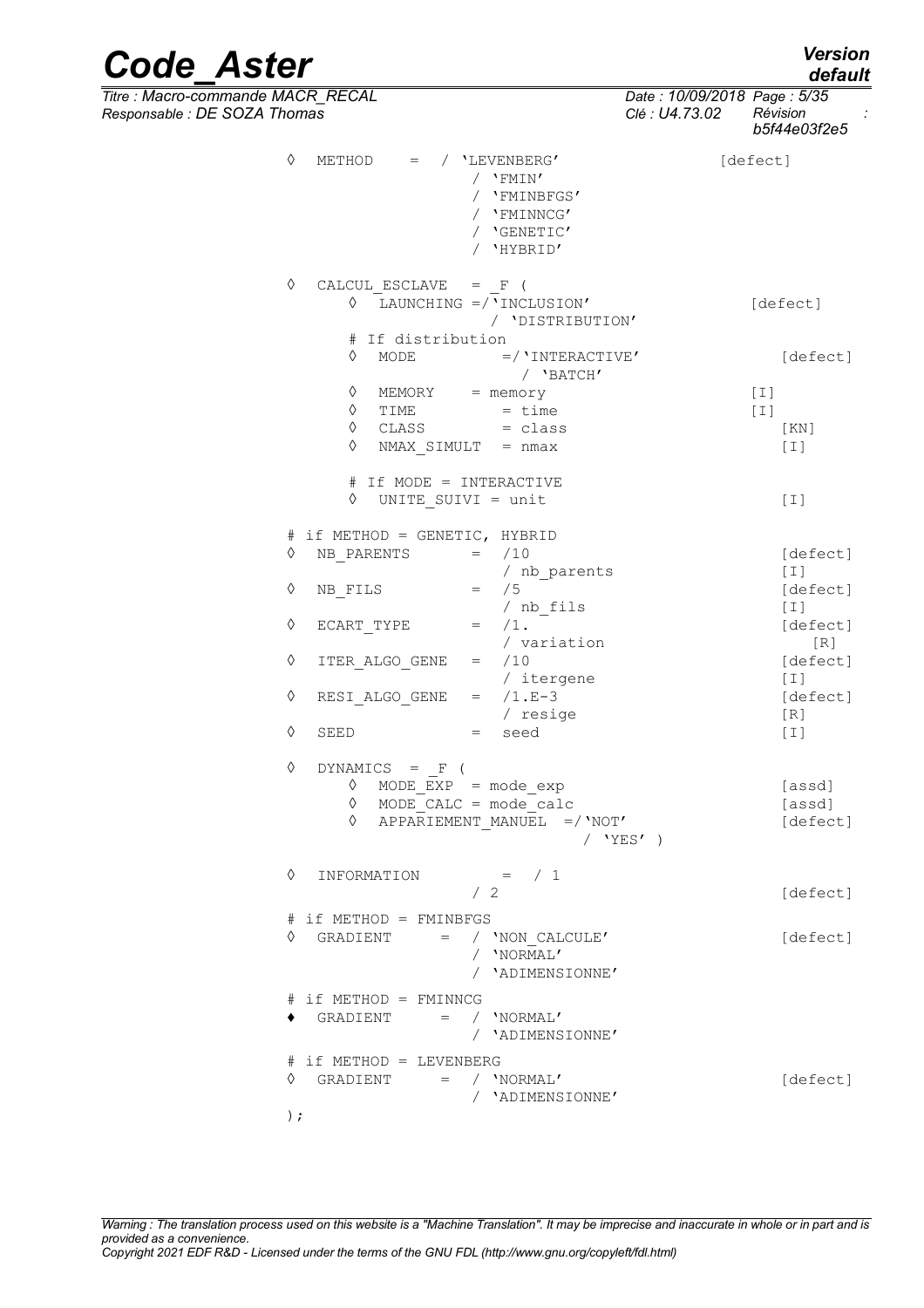```
◊  METHOD    =  / 'LEVENBERG'                    [defect]
                / 'FMIN'
                / 'FMINBFGS'
                / 'FMINNCG'
                / 'GENETIC'
                / 'HYBRID'

◊  CALCUL_ESCLAVE   = _F (
     ◊  LAUNCHING =/'INCLUSION'                    [defect]
                   / 'DISTRIBUTION'
     # If distribution
     ◊  MODE          =/'INTERACTIVE'               [defect]
                       / 'BATCH'
     ◊  MEMORY    = memory                      [I]
     ◊  TIME          = time                    [I]
     ◊  CLASS         = class                       [KN]
     ◊  NMAX_SIMULT  = nmax                         [I]

     # If MODE = INTERACTIVE
     ◊  UNITE_SUIVI = unit                          [I]

# if METHOD = GENETIC, HYBRID
◊  NB_PARENTS       =  /10                          [defect]
                       / nb_parents                 [I]
◊  NB_FILS          =  /5                           [defect]
                       / nb_fils                    [I]
◊  ECART_TYPE       =  /1.                          [defect]
                       / variation                     [R]
◊  ITER_ALGO_GENE   =  /10                          [defect]
                       / itergene                   [I]
◊  RESI_ALGO_GENE   =  /1.E-3                       [defect]
                       / resige                     [R]
◊  SEED             =  seed                         [I]

◊  DYNAMICS  = _F (
     ◊  MODE_EXP  = mode_exp                        [assd]
     ◊  MODE_CALC = mode_calc                       [assd]
     ◊  APPARIEMENT_MANUEL  =/'NOT'                 [defect]
                            / 'YES' )

◊  INFORMATION        =  / 1
                  / 2                               [defect]

# if METHOD = FMINBFGS
◊  GRADIENT     =  / 'NON_CALCULE'                  [defect]
                   / 'NORMAL'
                   / 'ADIMENSIONNE'

# if METHOD = FMINNCG
♦  GRADIENT     =  / 'NORMAL'
                   / 'ADIMENSIONNE'

# if METHOD = LEVENBERG
◊  GRADIENT     =  / 'NORMAL'                       [defect]
                   / 'ADIMENSIONNE'
);
```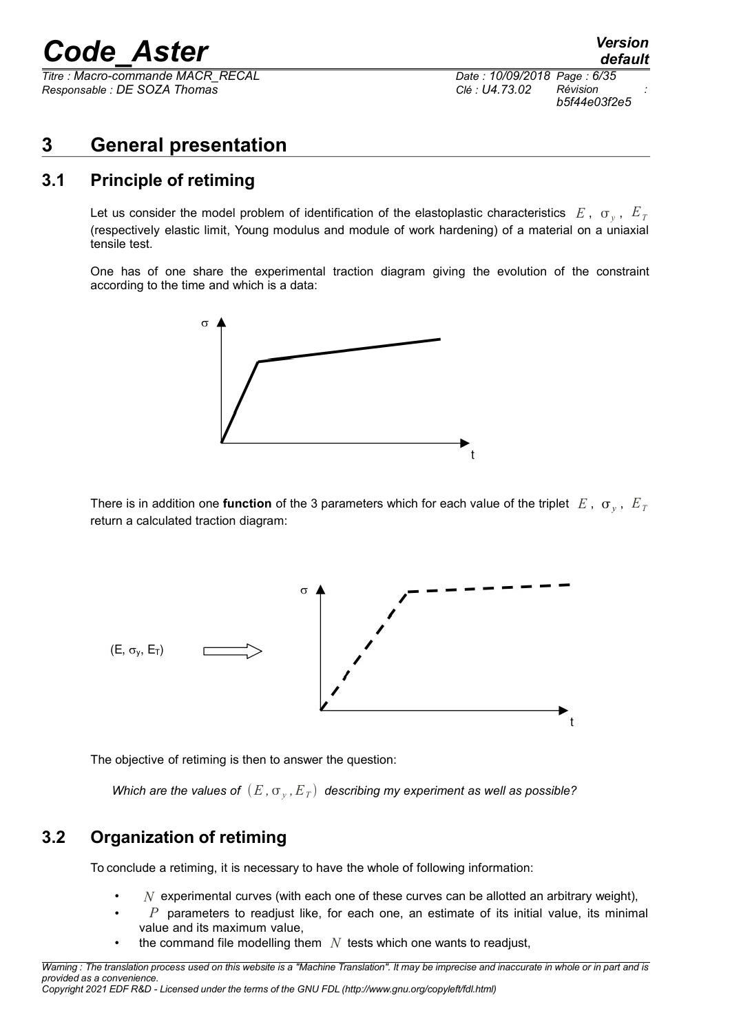# 3 General presentation

## 3.1 Principle of retiming

Let us consider the model problem of identification of the elastoplastic characteristics $E$, $\sigma_y$, $E_T$ (respectively elastic limit, Young modulus and module of work hardening) of a material on a uniaxial tensile test.

One has of one share the experimental traction diagram giving the evolution of the constraint according to the time and which is a data:

There is in addition one **function** of the 3 parameters which for each value of the triplet $E$, $\sigma_y$, $E_T$ return a calculated traction diagram:

The objective of retiming is then to answer the question:

*Which are the values of* $(E, \sigma_y, E_T)$ *describing my experiment as well as possible?*

## 3.2 Organization of retiming

To conclude a retiming, it is necessary to have the whole of following information:

- $N$ experimental curves (with each one of these curves can be allotted an arbitrary weight),
- $P$ parameters to readjust like, for each one, an estimate of its initial value, its minimal value and its maximum value,
- the command file modelling them $N$ tests which one wants to readjust,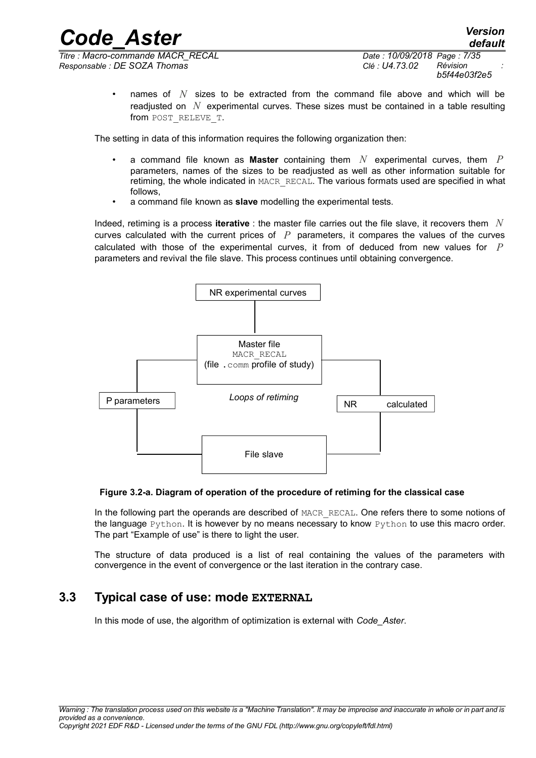- names of $N$ sizes to be extracted from the command file above and which will be readjusted on $N$ experimental curves. These sizes must be contained in a table resulting from POST_RELEVE_T.

The setting in data of this information requires the following organization then:

- a command file known as **Master** containing them $N$ experimental curves, them $P$ parameters, names of the sizes to be readjusted as well as other information suitable for retiming, the whole indicated in MACR_RECAL. The various formats used are specified in what follows,
- a command file known as **slave** modelling the experimental tests.

Indeed, retiming is a process **iterative** : the master file carries out the file slave, it recovers them $N$ curves calculated with the current prices of $P$ parameters, it compares the values of the curves calculated with those of the experimental curves, it from of deduced from new values for $P$ parameters and revival the file slave. This process continues until obtaining convergence.

NR experimental curves

Master file
MACR_RECAL
(file .comm profile of study)

P parameters

*Loops of retiming*

NR calculated

File slave

**Figure 3.2-a. Diagram of operation of the procedure of retiming for the classical case**

In the following part the operands are described of MACR_RECAL. One refers there to some notions of the language Python. It is however by no means necessary to know Python to use this macro order. The part "Example of use" is there to light the user.

The structure of data produced is a list of real containing the values of the parameters with convergence in the event of convergence or the last iteration in the contrary case.

## 3.3 Typical case of use: mode EXTERNAL

In this mode of use, the algorithm of optimization is external with *Code_Aster*.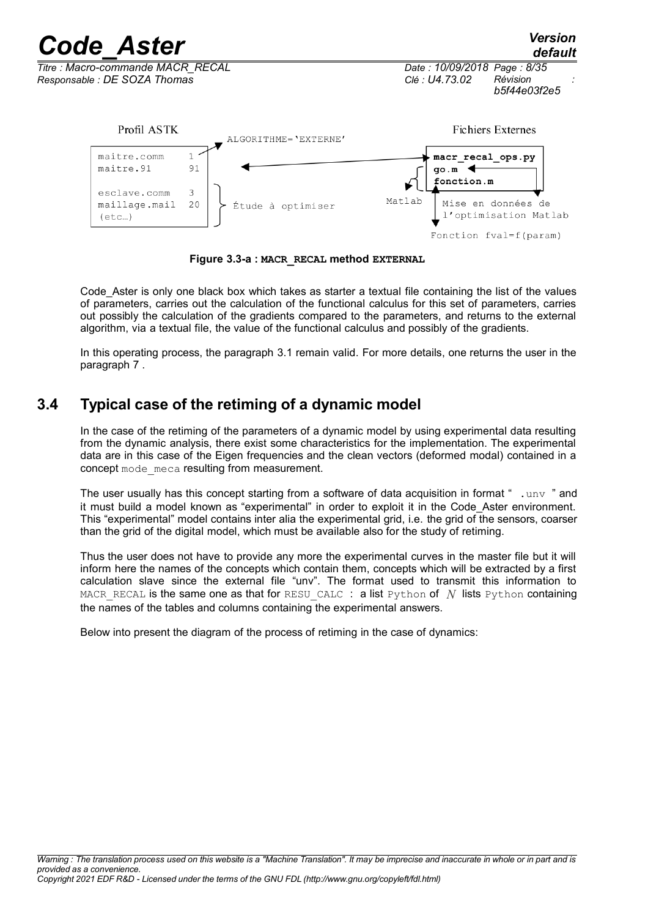Profil ASTK

| | |
|---|---|
| maitre.comm | 1 |
| maitre.91 | 91 |
| esclave.comm | 3 |
| maillage.mail | 20 |
| (etc…) | |

ALGORITHME='EXTERNE'

Étude à optimiser

Fichiers Externes

**macr_recal_ops.py**
**go.m**
**fonction.m**

Matlab

Mise en données de l'optimisation Matlab

Fonction fval=f(param)

**Figure 3.3-a : MACR_RECAL method EXTERNAL**

Code_Aster is only one black box which takes as starter a textual file containing the list of the values of parameters, carries out the calculation of the functional calculus for this set of parameters, carries out possibly the calculation of the gradients compared to the parameters, and returns to the external algorithm, via a textual file, the value of the functional calculus and possibly of the gradients.

In this operating process, the paragraph 3.1 remain valid. For more details, one returns the user in the paragraph 7 .

## 3.4 Typical case of the retiming of a dynamic model

In the case of the retiming of the parameters of a dynamic model by using experimental data resulting from the dynamic analysis, there exist some characteristics for the implementation. The experimental data are in this case of the Eigen frequencies and the clean vectors (deformed modal) contained in a concept `mode_meca` resulting from measurement.

The user usually has this concept starting from a software of data acquisition in format " `.unv` " and it must build a model known as "experimental" in order to exploit it in the Code_Aster environment. This "experimental" model contains inter alia the experimental grid, i.e. the grid of the sensors, coarser than the grid of the digital model, which must be available also for the study of retiming.

Thus the user does not have to provide any more the experimental curves in the master file but it will inform here the names of the concepts which contain them, concepts which will be extracted by a first calculation slave since the external file "unv". The format used to transmit this information to `MACR_RECAL` is the same one as that for `RESU_CALC` : a list `Python` of $N$ lists `Python` containing the names of the tables and columns containing the experimental answers.

Below into present the diagram of the process of retiming in the case of dynamics: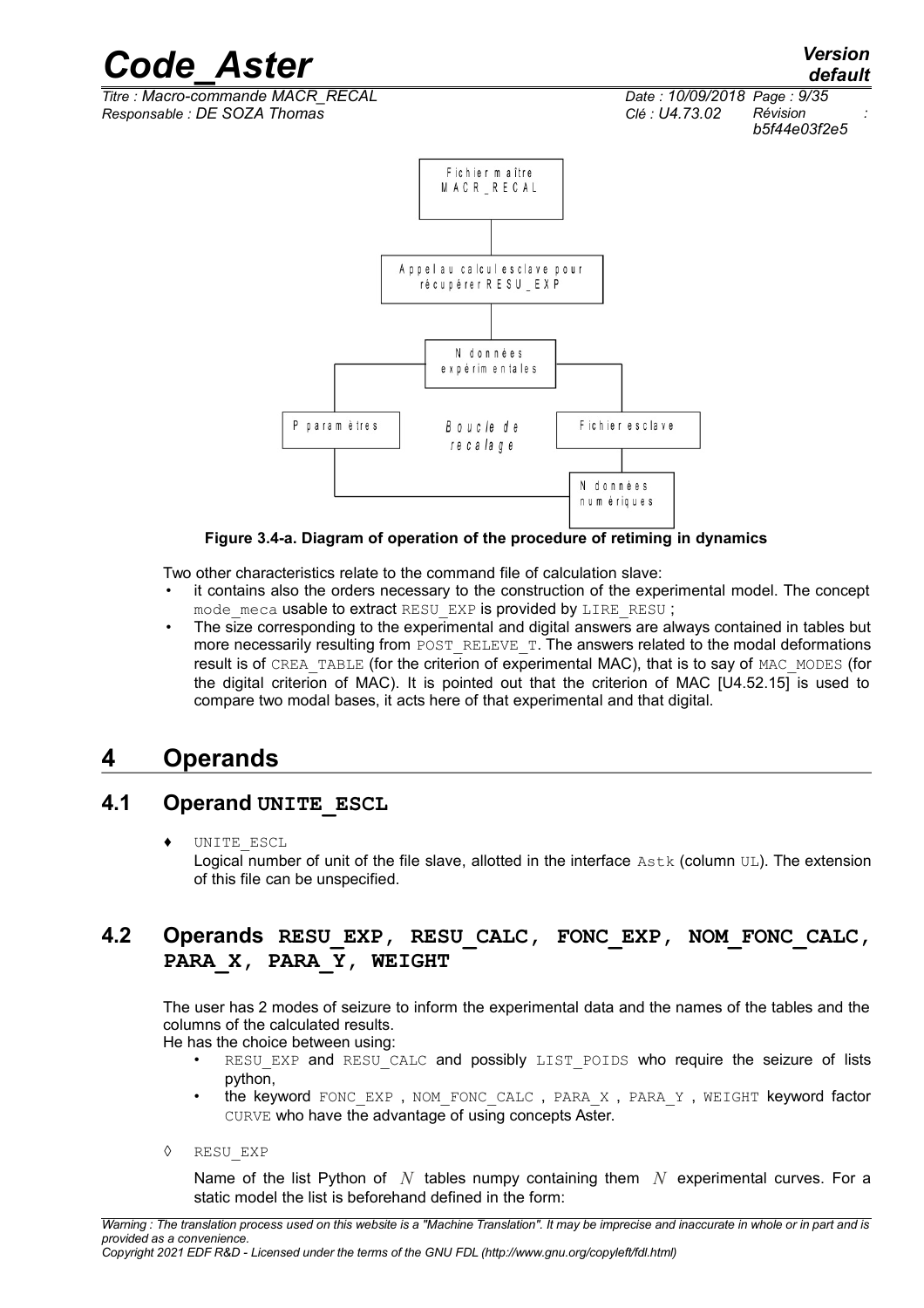Fichier maître MACR_RECAL

Appel au calcul esclave pour récupérer RESU_EXP

N données expérimentales

P paramètres

*Boucle de recalage*

Fichier esclave

N données numériques

**Figure 3.4-a. Diagram of operation of the procedure of retiming in dynamics**

Two other characteristics relate to the command file of calculation slave:

- it contains also the orders necessary to the construction of the experimental model. The concept `mode_meca` usable to extract `RESU_EXP` is provided by `LIRE_RESU` ;
- The size corresponding to the experimental and digital answers are always contained in tables but more necessarily resulting from `POST_RELEVE_T`. The answers related to the modal deformations result is of `CREA_TABLE` (for the criterion of experimental MAC), that is to say of `MAC_MODES` (for the digital criterion of MAC). It is pointed out that the criterion of MAC [U4.52.15] is used to compare two modal bases, it acts here of that experimental and that digital.

# 4 Operands

## 4.1 Operand UNITE_ESCL

♦ `UNITE_ESCL`

Logical number of unit of the file slave, allotted in the interface `Astk` (column `UL`). The extension of this file can be unspecified.

## 4.2 Operands RESU_EXP, RESU_CALC, FONC_EXP, NOM_FONC_CALC, PARA_X, PARA_Y, WEIGHT

The user has 2 modes of seizure to inform the experimental data and the names of the tables and the columns of the calculated results.

He has the choice between using:

- `RESU_EXP` and `RESU_CALC` and possibly `LIST_POIDS` who require the seizure of lists python,
- the keyword `FONC_EXP` , `NOM_FONC_CALC` , `PARA_X` , `PARA_Y` , `WEIGHT` keyword factor `CURVE` who have the advantage of using concepts Aster.

◊ `RESU_EXP`

Name of the list Python of $N$ tables numpy containing them $N$ experimental curves. For a static model the list is beforehand defined in the form: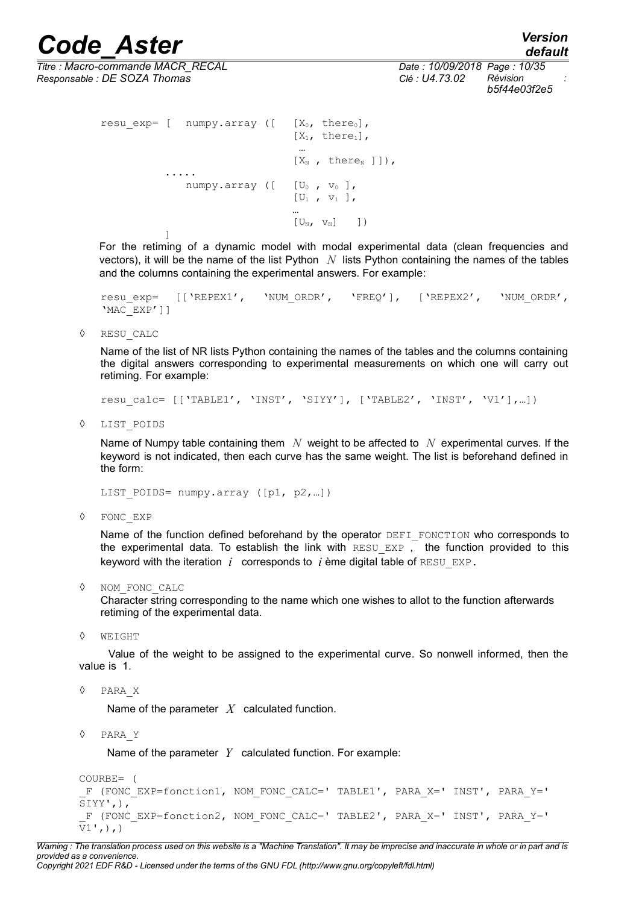```
resu_exp= [  numpy.array ([  [X0, there0],
                             [X1, there1],
                              …
                             [XN , thereN ]]),
         .....
            numpy.array ([  [U0 , v0 ],
                            [U1 , v1 ],
                            …
                            [UN, vN]   ])
         ]
```

For the retiming of a dynamic model with modal experimental data (clean frequencies and vectors), it will be the name of the list Python $N$ lists Python containing the names of the tables and the columns containing the experimental answers. For example:

```
resu_exp=  [['REPEX1',  'NUM_ORDR',  'FREQ'],  ['REPEX2',  'NUM_ORDR',
'MAC_EXP']]
```

◊ RESU_CALC

Name of the list of NR lists Python containing the names of the tables and the columns containing the digital answers corresponding to experimental measurements on which one will carry out retiming. For example:

```
resu_calc= [['TABLE1', 'INST', 'SIYY'], ['TABLE2', 'INST', 'V1'],…])
```

◊ LIST_POIDS

Name of Numpy table containing them $N$ weight to be affected to $N$ experimental curves. If the keyword is not indicated, then each curve has the same weight. The list is beforehand defined in the form:

```
LIST_POIDS= numpy.array ([p1, p2,…])
```

◊ FONC_EXP

Name of the function defined beforehand by the operator DEFI_FONCTION who corresponds to the experimental data. To establish the link with RESU_EXP , the function provided to this keyword with the iteration $i$ corresponds to $i$ ème digital table of RESU_EXP.

◊ NOM_FONC_CALC

Character string corresponding to the name which one wishes to allot to the function afterwards retiming of the experimental data.

◊ WEIGHT

Value of the weight to be assigned to the experimental curve. So nonwell informed, then the value is 1.

◊ PARA_X

Name of the parameter $X$ calculated function.

◊ PARA_Y

Name of the parameter $Y$ calculated function. For example:

```
COURBE= (
_F (FONC_EXP=fonction1, NOM_FONC_CALC=' TABLE1', PARA_X=' INST', PARA_Y='
SIYY',),
_F (FONC_EXP=fonction2, NOM_FONC_CALC=' TABLE2', PARA_X=' INST', PARA_Y='
V1',),)
```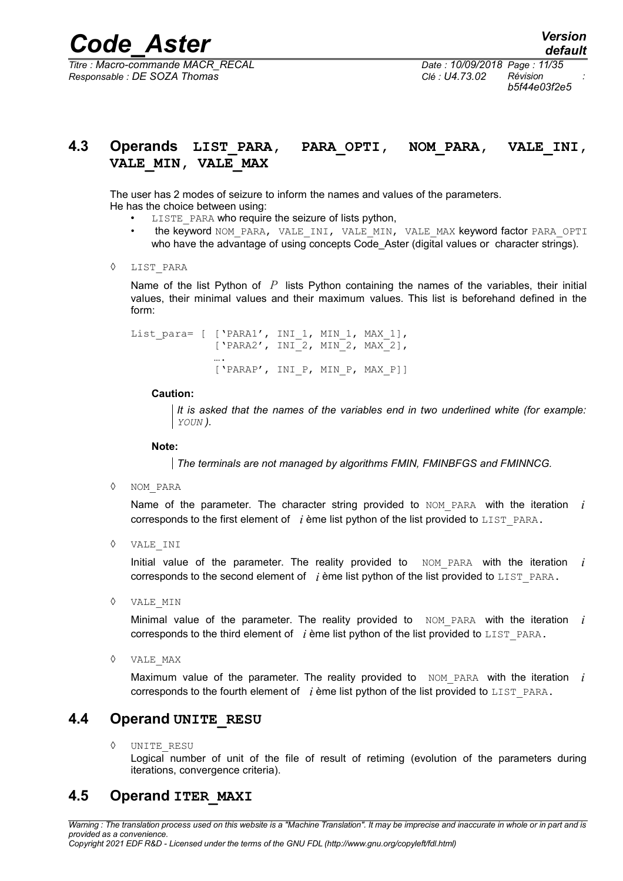## 4.3 Operands LIST_PARA, PARA_OPTI, NOM_PARA, VALE_INI, VALE_MIN, VALE_MAX

The user has 2 modes of seizure to inform the names and values of the parameters.
He has the choice between using:

- LISTE_PARA who require the seizure of lists python,
- the keyword NOM_PARA, VALE_INI, VALE_MIN, VALE_MAX keyword factor PARA_OPTI who have the advantage of using concepts Code_Aster (digital values or character strings).

◊ LIST_PARA

Name of the list Python of $P$ lists Python containing the names of the variables, their initial values, their minimal values and their maximum values. This list is beforehand defined in the form:

```
List_para= [ ['PARA1', INI_1, MIN_1, MAX_1],
             ['PARA2', INI_2, MIN_2, MAX_2],
             ….
             ['PARAP', INI_P, MIN_P, MAX_P]]
```

**Caution:**

*It is asked that the names of the variables end in two underlined white (for example: YOUN ).*

**Note:**

*The terminals are not managed by algorithms FMIN, FMINBFGS and FMINNCG.*

◊ NOM_PARA

Name of the parameter. The character string provided to NOM_PARA with the iteration $i$ corresponds to the first element of $i$ ème list python of the list provided to LIST_PARA.

◊ VALE_INI

Initial value of the parameter. The reality provided to NOM_PARA with the iteration $i$ corresponds to the second element of $i$ ème list python of the list provided to LIST_PARA.

◊ VALE_MIN

Minimal value of the parameter. The reality provided to NOM_PARA with the iteration $i$ corresponds to the third element of $i$ ème list python of the list provided to LIST_PARA.

◊ VALE_MAX

Maximum value of the parameter. The reality provided to NOM_PARA with the iteration $i$ corresponds to the fourth element of $i$ ème list python of the list provided to LIST_PARA.

## 4.4 Operand UNITE_RESU

◊ UNITE_RESU

Logical number of unit of the file of result of retiming (evolution of the parameters during iterations, convergence criteria).

## 4.5 Operand ITER_MAXI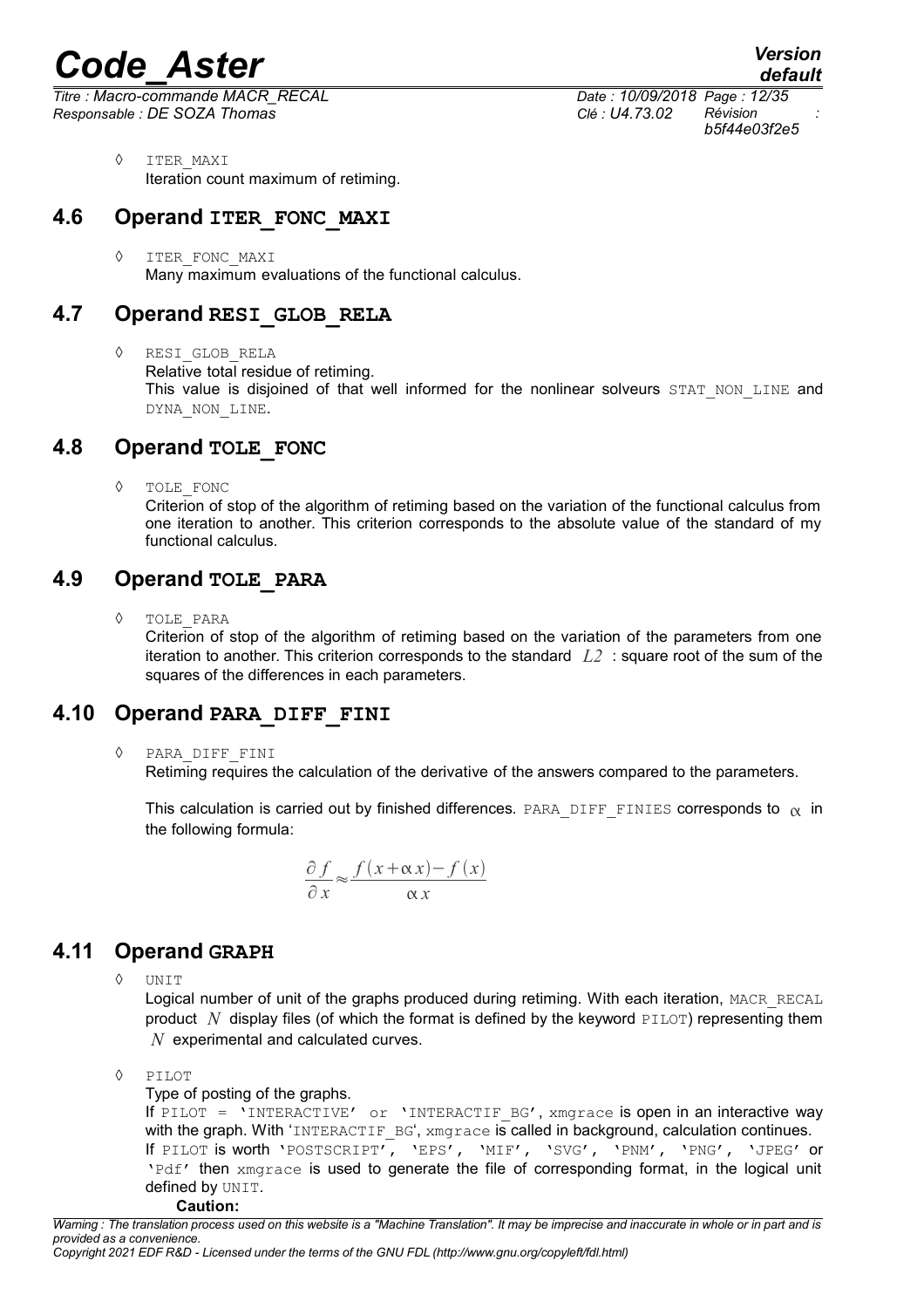◊ ITER_MAXI
Iteration count maximum of retiming.

## 4.6 Operand ITER_FONC_MAXI

◊ ITER_FONC_MAXI
Many maximum evaluations of the functional calculus.

## 4.7 Operand RESI_GLOB_RELA

◊ RESI_GLOB_RELA
Relative total residue of retiming.
This value is disjoined of that well informed for the nonlinear solveurs STAT_NON_LINE and DYNA_NON_LINE.

## 4.8 Operand TOLE_FONC

◊ TOLE_FONC
Criterion of stop of the algorithm of retiming based on the variation of the functional calculus from one iteration to another. This criterion corresponds to the absolute value of the standard of my functional calculus.

## 4.9 Operand TOLE_PARA

◊ TOLE_PARA
Criterion of stop of the algorithm of retiming based on the variation of the parameters from one iteration to another. This criterion corresponds to the standard $L2$ : square root of the sum of the squares of the differences in each parameters.

## 4.10 Operand PARA_DIFF_FINI

◊ PARA_DIFF_FINI
Retiming requires the calculation of the derivative of the answers compared to the parameters.

This calculation is carried out by finished differences. PARA_DIFF_FINIES corresponds to $\alpha$ in the following formula:

$$\frac{\partial f}{\partial x} \approx \frac{f(x+\alpha x)-f(x)}{\alpha x}$$

## 4.11 Operand GRAPH

◊ UNIT
Logical number of unit of the graphs produced during retiming. With each iteration, MACR_RECAL product $N$ display files (of which the format is defined by the keyword PILOT) representing them $N$ experimental and calculated curves.

◊ PILOT
Type of posting of the graphs.
If PILOT = 'INTERACTIVE' or 'INTERACTIF_BG', xmgrace is open in an interactive way with the graph. With 'INTERACTIF_BG', xmgrace is called in background, calculation continues.
If PILOT is worth 'POSTSCRIPT', 'EPS', 'MIF', 'SVG', 'PNM', 'PNG', 'JPEG' or 'Pdf' then xmgrace is used to generate the file of corresponding format, in the logical unit defined by UNIT.

**Caution:**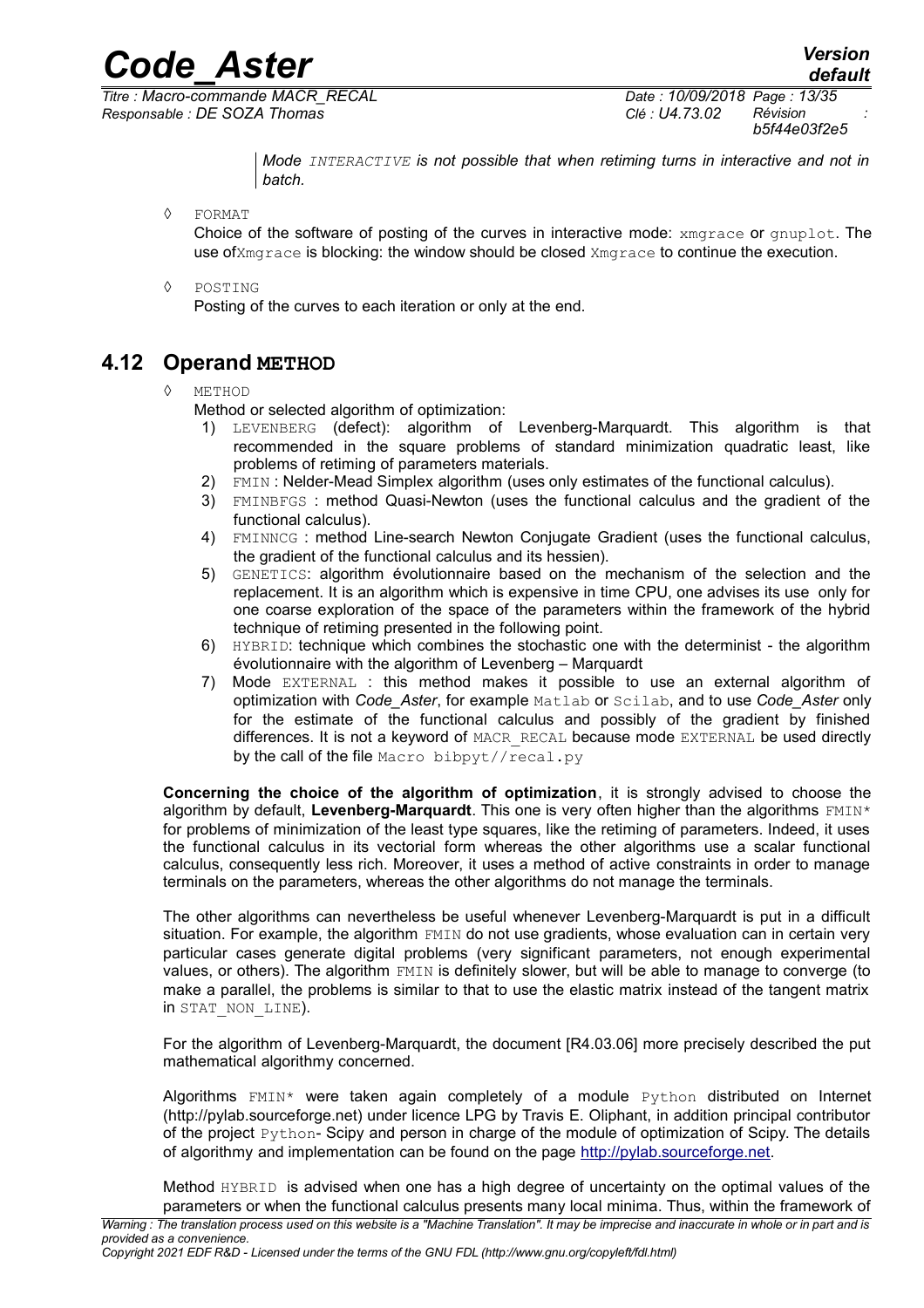*Mode `INTERACTIVE` is not possible that when retiming turns in interactive and not in batch.*

◊ `FORMAT`

Choice of the software of posting of the curves in interactive mode: `xmgrace` or `gnuplot`. The use of`Xmgrace` is blocking: the window should be closed `Xmgrace` to continue the execution.

◊ `POSTING`

Posting of the curves to each iteration or only at the end.

## 4.12 Operand METHOD

◊ `METHOD`

Method or selected algorithm of optimization:

1) `LEVENBERG` (defect): algorithm of Levenberg-Marquardt. This algorithm is that recommended in the square problems of standard minimization quadratic least, like problems of retiming of parameters materials.
2) `FMIN` : Nelder-Mead Simplex algorithm (uses only estimates of the functional calculus).
3) `FMINBFGS` : method Quasi-Newton (uses the functional calculus and the gradient of the functional calculus).
4) `FMINNCG` : method Line-search Newton Conjugate Gradient (uses the functional calculus, the gradient of the functional calculus and its hessien).
5) `GENETICS`: algorithm évolutionnaire based on the mechanism of the selection and the replacement. It is an algorithm which is expensive in time CPU, one advises its use only for one coarse exploration of the space of the parameters within the framework of the hybrid technique of retiming presented in the following point.
6) `HYBRID`: technique which combines the stochastic one with the determinist - the algorithm évolutionnaire with the algorithm of Levenberg – Marquardt
7) Mode `EXTERNAL` : this method makes it possible to use an external algorithm of optimization with *Code_Aster*, for example `Matlab` or `Scilab`, and to use *Code_Aster* only for the estimate of the functional calculus and possibly of the gradient by finished differences. It is not a keyword of `MACR_RECAL` because mode `EXTERNAL` be used directly by the call of the file `Macro bibpyt//recal.py`

**Concerning the choice of the algorithm of optimization**, it is strongly advised to choose the algorithm by default, **Levenberg-Marquardt**. This one is very often higher than the algorithms `FMIN*` for problems of minimization of the least type squares, like the retiming of parameters. Indeed, it uses the functional calculus in its vectorial form whereas the other algorithms use a scalar functional calculus, consequently less rich. Moreover, it uses a method of active constraints in order to manage terminals on the parameters, whereas the other algorithms do not manage the terminals.

The other algorithms can nevertheless be useful whenever Levenberg-Marquardt is put in a difficult situation. For example, the algorithm `FMIN` do not use gradients, whose evaluation can in certain very particular cases generate digital problems (very significant parameters, not enough experimental values, or others). The algorithm `FMIN` is definitely slower, but will be able to manage to converge (to make a parallel, the problems is similar to that to use the elastic matrix instead of the tangent matrix in `STAT_NON_LINE`).

For the algorithm of Levenberg-Marquardt, the document [R4.03.06] more precisely described the put mathematical algorithmy concerned.

Algorithms `FMIN*` were taken again completely of a module `Python` distributed on Internet (http://pylab.sourceforge.net) under licence LPG by Travis E. Oliphant, in addition principal contributor of the project `Python`- Scipy and person in charge of the module of optimization of Scipy. The details of algorithmy and implementation can be found on the page http://pylab.sourceforge.net.

Method `HYBRID` is advised when one has a high degree of uncertainty on the optimal values of the parameters or when the functional calculus presents many local minima. Thus, within the framework of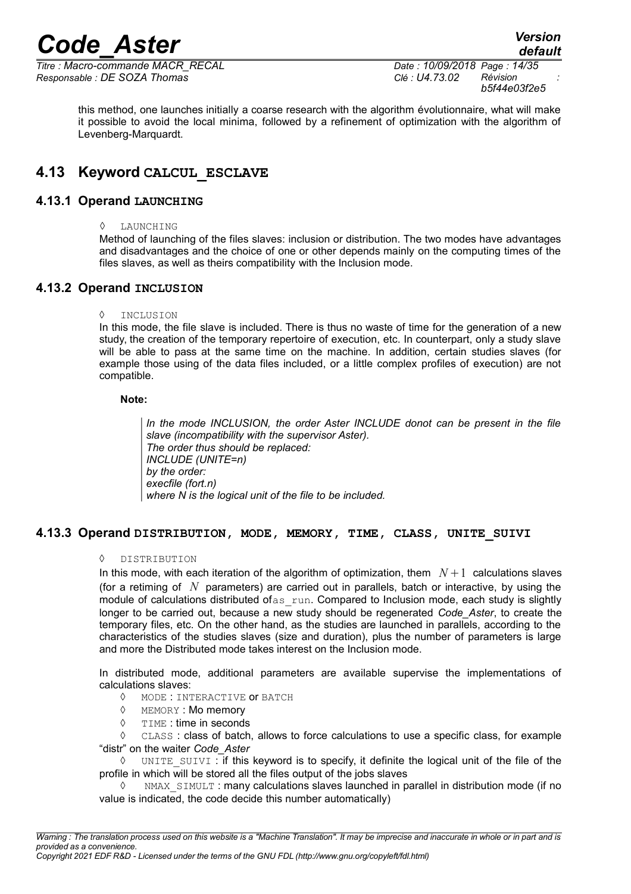this method, one launches initially a coarse research with the algorithm évolutionnaire, what will make it possible to avoid the local minima, followed by a refinement of optimization with the algorithm of Levenberg-Marquardt.

## 4.13 Keyword CALCUL_ESCLAVE

### 4.13.1 Operand LAUNCHING

◊ LAUNCHING

Method of launching of the files slaves: inclusion or distribution. The two modes have advantages and disadvantages and the choice of one or other depends mainly on the computing times of the files slaves, as well as theirs compatibility with the Inclusion mode.

### 4.13.2 Operand INCLUSION

◊ INCLUSION

In this mode, the file slave is included. There is thus no waste of time for the generation of a new study, the creation of the temporary repertoire of execution, etc. In counterpart, only a study slave will be able to pass at the same time on the machine. In addition, certain studies slaves (for example those using of the data files included, or a little complex profiles of execution) are not compatible.

**Note:**

> *In the mode INCLUSION, the order Aster INCLUDE donot can be present in the file slave (incompatibility with the supervisor Aster).*
> *The order thus should be replaced:*
> *INCLUDE (UNITE=n)*
> *by the order:*
> *execfile (fort.n)*
> *where N is the logical unit of the file to be included.*

### 4.13.3 Operand DISTRIBUTION, MODE, MEMORY, TIME, CLASS, UNITE_SUIVI

◊ DISTRIBUTION

In this mode, with each iteration of the algorithm of optimization, them $N+1$ calculations slaves (for a retiming of $N$ parameters) are carried out in parallels, batch or interactive, by using the module of calculations distributed ofas_run. Compared to Inclusion mode, each study is slightly longer to be carried out, because a new study should be regenerated *Code_Aster*, to create the temporary files, etc. On the other hand, as the studies are launched in parallels, according to the characteristics of the studies slaves (size and duration), plus the number of parameters is large and more the Distributed mode takes interest on the Inclusion mode.

In distributed mode, additional parameters are available supervise the implementations of calculations slaves:

◊ MODE : INTERACTIVE or BATCH

◊ MEMORY : Mo memory

◊ TIME : time in seconds

◊ CLASS : class of batch, allows to force calculations to use a specific class, for example "distr" on the waiter *Code_Aster*

◊ UNITE_SUIVI : if this keyword is to specify, it definite the logical unit of the file of the profile in which will be stored all the files output of the jobs slaves

◊ NMAX_SIMULT : many calculations slaves launched in parallel in distribution mode (if no value is indicated, the code decide this number automatically)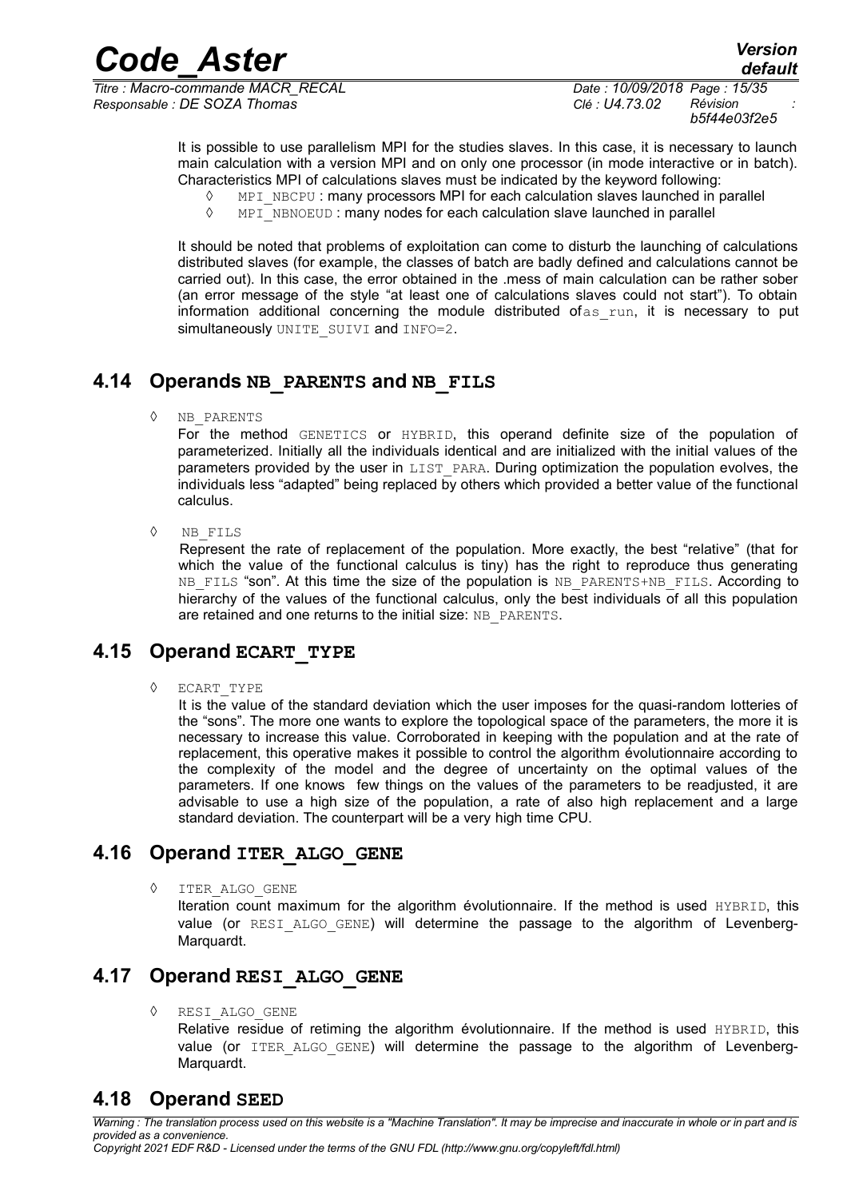It is possible to use parallelism MPI for the studies slaves. In this case, it is necessary to launch main calculation with a version MPI and on only one processor (in mode interactive or in batch). Characteristics MPI of calculations slaves must be indicated by the keyword following:

- ◊ MPI_NBCPU : many processors MPI for each calculation slaves launched in parallel
- ◊ MPI_NBNOEUD : many nodes for each calculation slave launched in parallel

It should be noted that problems of exploitation can come to disturb the launching of calculations distributed slaves (for example, the classes of batch are badly defined and calculations cannot be carried out). In this case, the error obtained in the .mess of main calculation can be rather sober (an error message of the style "at least one of calculations slaves could not start"). To obtain information additional concerning the module distributed ofas_run, it is necessary to put simultaneously UNITE_SUIVI and INFO=2.

## 4.14 Operands NB_PARENTS and NB_FILS

◊ NB_PARENTS

For the method GENETICS or HYBRID, this operand definite size of the population of parameterized. Initially all the individuals identical and are initialized with the initial values of the parameters provided by the user in LIST_PARA. During optimization the population evolves, the individuals less "adapted" being replaced by others which provided a better value of the functional calculus.

◊ NB_FILS

Represent the rate of replacement of the population. More exactly, the best "relative" (that for which the value of the functional calculus is tiny) has the right to reproduce thus generating NB_FILS "son". At this time the size of the population is NB_PARENTS+NB_FILS. According to hierarchy of the values of the functional calculus, only the best individuals of all this population are retained and one returns to the initial size: NB_PARENTS.

## 4.15 Operand ECART_TYPE

◊ ECART_TYPE

It is the value of the standard deviation which the user imposes for the quasi-random lotteries of the "sons". The more one wants to explore the topological space of the parameters, the more it is necessary to increase this value. Corroborated in keeping with the population and at the rate of replacement, this operative makes it possible to control the algorithm évolutionnaire according to the complexity of the model and the degree of uncertainty on the optimal values of the parameters. If one knows few things on the values of the parameters to be readjusted, it are advisable to use a high size of the population, a rate of also high replacement and a large standard deviation. The counterpart will be a very high time CPU.

## 4.16 Operand ITER_ALGO_GENE

◊ ITER_ALGO_GENE

Iteration count maximum for the algorithm évolutionnaire. If the method is used HYBRID, this value (or RESI_ALGO_GENE) will determine the passage to the algorithm of Levenberg-Marquardt.

## 4.17 Operand RESI_ALGO_GENE

◊ RESI_ALGO_GENE

Relative residue of retiming the algorithm évolutionnaire. If the method is used HYBRID, this value (or ITER_ALGO_GENE) will determine the passage to the algorithm of Levenberg-Marquardt.

## 4.18 Operand SEED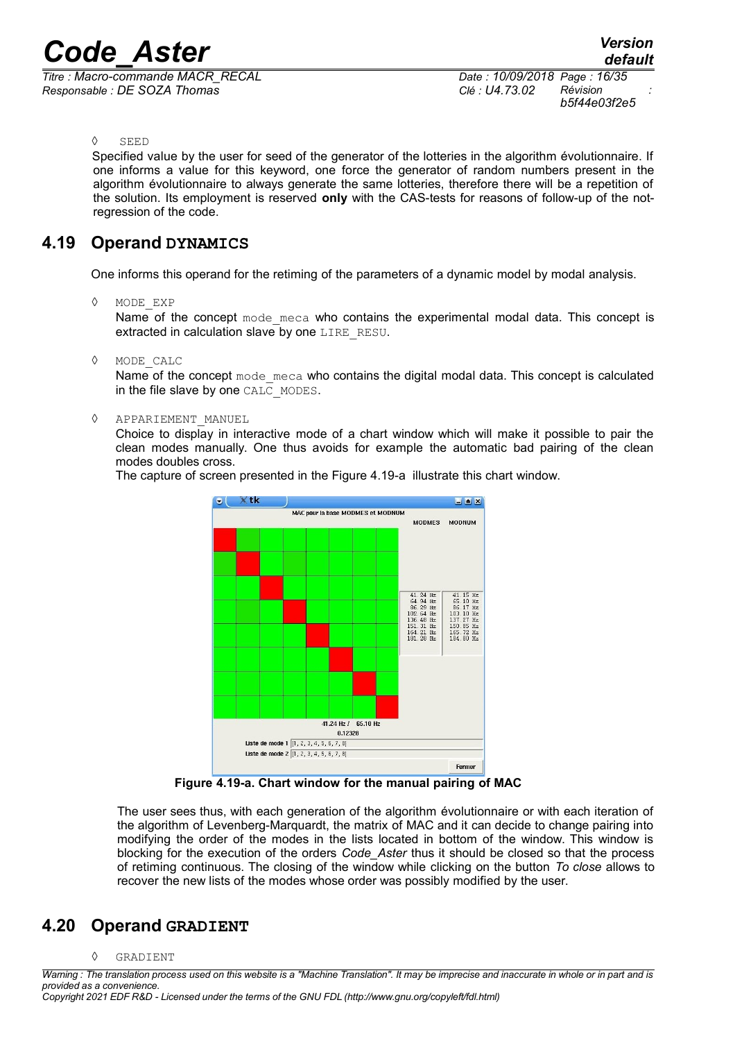◊ SEED

Specified value by the user for seed of the generator of the lotteries in the algorithm évolutionnaire. If one informs a value for this keyword, one force the generator of random numbers present in the algorithm évolutionnaire to always generate the same lotteries, therefore there will be a repetition of the solution. Its employment is reserved **only** with the CAS-tests for reasons of follow-up of the not-regression of the code.

## 4.19 Operand DYNAMICS

One informs this operand for the retiming of the parameters of a dynamic model by modal analysis.

◊ MODE_EXP

Name of the concept mode_meca who contains the experimental modal data. This concept is extracted in calculation slave by one LIRE_RESU.

◊ MODE_CALC

Name of the concept mode_meca who contains the digital modal data. This concept is calculated in the file slave by one CALC_MODES.

◊ APPARIEMENT_MANUEL

Choice to display in interactive mode of a chart window which will make it possible to pair the clean modes manually. One thus avoids for example the automatic bad pairing of the clean modes doubles cross.

The capture of screen presented in the Figure 4.19-a illustrate this chart window.

**Figure 4.19-a. Chart window for the manual pairing of MAC**

The user sees thus, with each generation of the algorithm évolutionnaire or with each iteration of the algorithm of Levenberg-Marquardt, the matrix of MAC and it can decide to change pairing into modifying the order of the modes in the lists located in bottom of the window. This window is blocking for the execution of the orders *Code_Aster* thus it should be closed so that the process of retiming continuous. The closing of the window while clicking on the button *To close* allows to recover the new lists of the modes whose order was possibly modified by the user.

## 4.20 Operand GRADIENT

◊ GRADIENT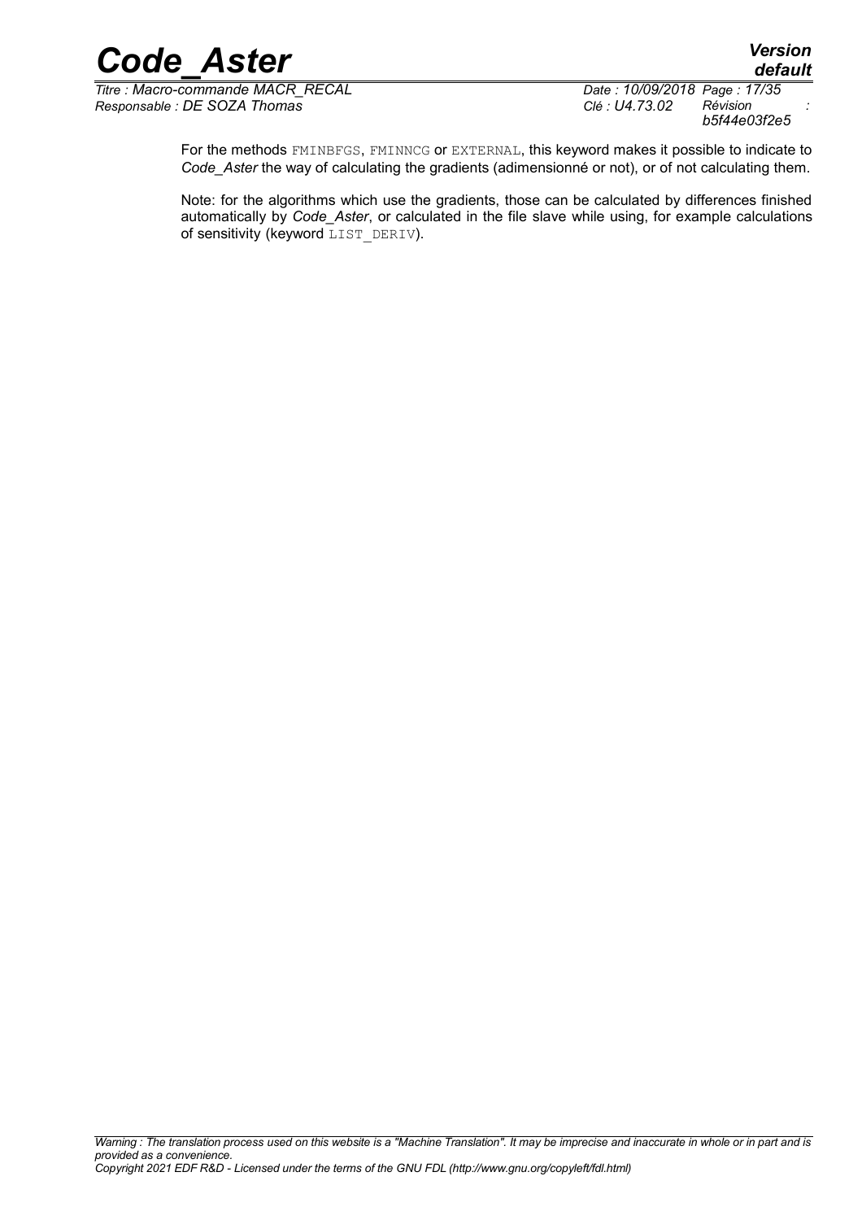For the methods FMINBFGS, FMINNCG or EXTERNAL, this keyword makes it possible to indicate to *Code_Aster* the way of calculating the gradients (adimensionné or not), or of not calculating them.

Note: for the algorithms which use the gradients, those can be calculated by differences finished automatically by *Code_Aster*, or calculated in the file slave while using, for example calculations of sensitivity (keyword LIST_DERIV).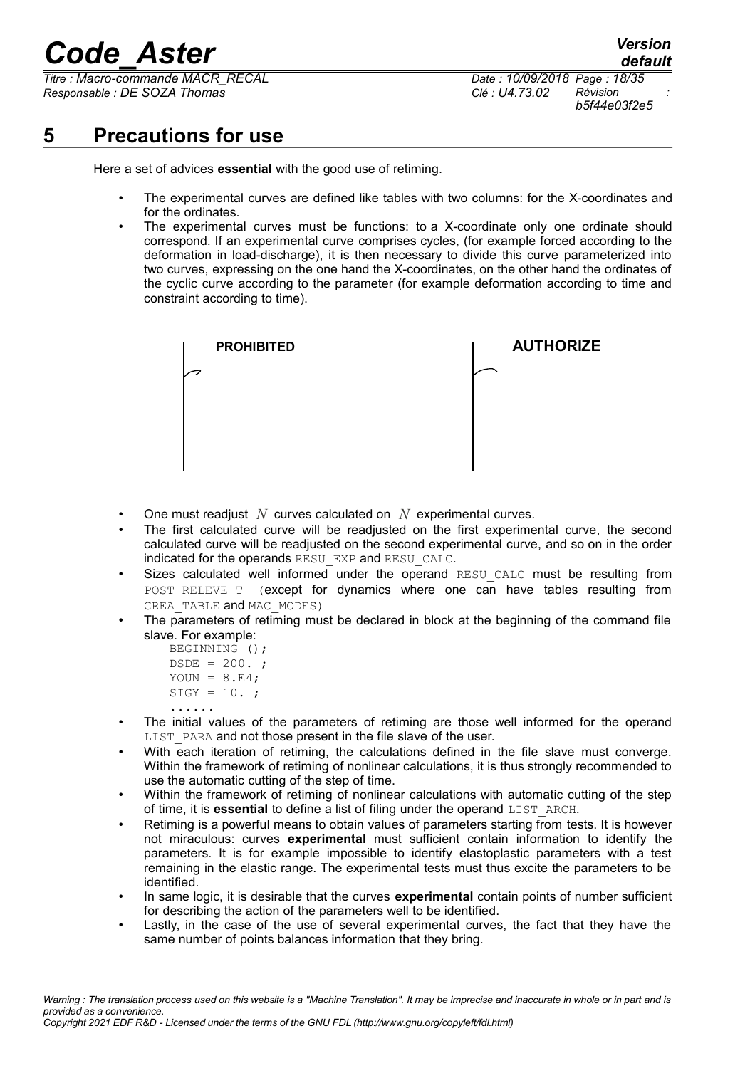# 5 Precautions for use

Here a set of advices **essential** with the good use of retiming.

- The experimental curves are defined like tables with two columns: for the X-coordinates and for the ordinates.
- The experimental curves must be functions: to a X-coordinate only one ordinate should correspond. If an experimental curve comprises cycles, (for example forced according to the deformation in load-discharge), it is then necessary to divide this curve parameterized into two curves, expressing on the one hand the X-coordinates, on the other hand the ordinates of the cyclic curve according to the parameter (for example deformation according to time and constraint according to time).

**PROHIBITED** **AUTHORIZE**

- One must readjust $N$ curves calculated on $N$ experimental curves.
- The first calculated curve will be readjusted on the first experimental curve, the second calculated curve will be readjusted on the second experimental curve, and so on in the order indicated for the operands `RESU_EXP` and `RESU_CALC`.
- Sizes calculated well informed under the operand `RESU_CALC` must be resulting from `POST_RELEVE_T` (except for dynamics where one can have tables resulting from `CREA_TABLE` and `MAC_MODES`)
- The parameters of retiming must be declared in block at the beginning of the command file slave. For example:

```
BEGINNING ();
DSDE = 200. ;
YOUN = 8.E4;
SIGY = 10. ;
......
```

- The initial values of the parameters of retiming are those well informed for the operand `LIST_PARA` and not those present in the file slave of the user.
- With each iteration of retiming, the calculations defined in the file slave must converge. Within the framework of retiming of nonlinear calculations, it is thus strongly recommended to use the automatic cutting of the step of time.
- Within the framework of retiming of nonlinear calculations with automatic cutting of the step of time, it is **essential** to define a list of filing under the operand `LIST_ARCH`.
- Retiming is a powerful means to obtain values of parameters starting from tests. It is however not miraculous: curves **experimental** must sufficient contain information to identify the parameters. It is for example impossible to identify elastoplastic parameters with a test remaining in the elastic range. The experimental tests must thus excite the parameters to be identified.
- In same logic, it is desirable that the curves **experimental** contain points of number sufficient for describing the action of the parameters well to be identified.
- Lastly, in the case of the use of several experimental curves, the fact that they have the same number of points balances information that they bring.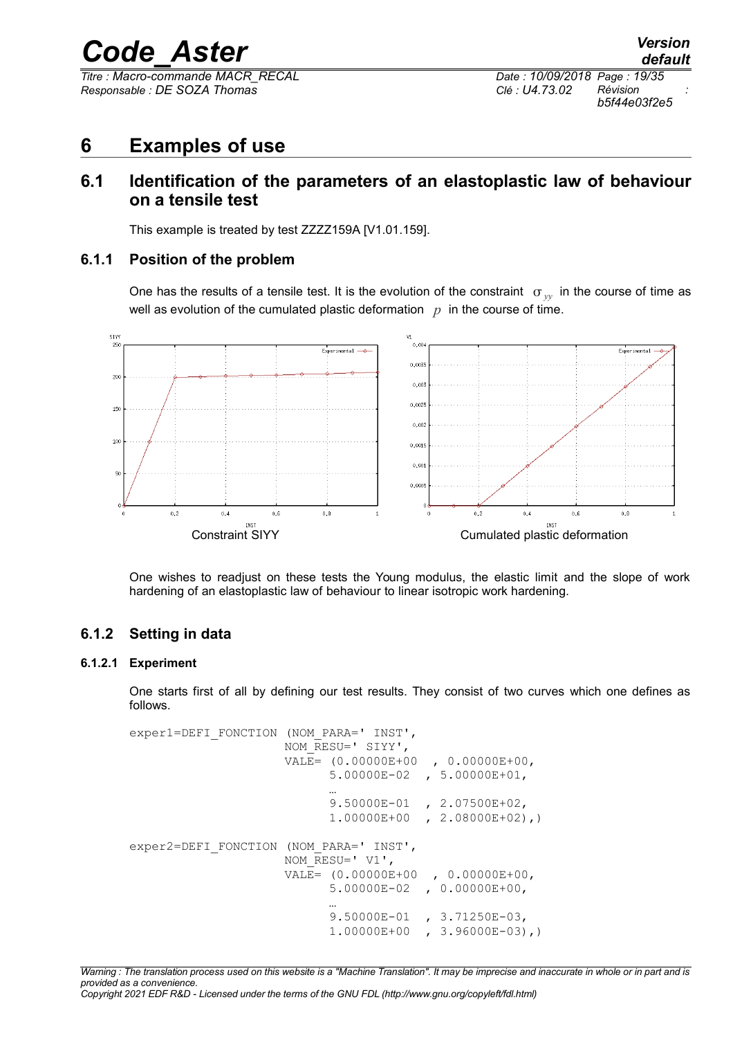# 6 Examples of use

## 6.1 Identification of the parameters of an elastoplastic law of behaviour on a tensile test

This example is treated by test ZZZZ159A [V1.01.159].

### 6.1.1 Position of the problem

One has the results of a tensile test. It is the evolution of the constraint $\sigma_{yy}$ in the course of time as well as evolution of the cumulated plastic deformation $p$ in the course of time.

Constraint SIYY

Cumulated plastic deformation

One wishes to readjust on these tests the Young modulus, the elastic limit and the slope of work hardening of an elastoplastic law of behaviour to linear isotropic work hardening.

### 6.1.2 Setting in data

#### 6.1.2.1 Experiment

One starts first of all by defining our test results. They consist of two curves which one defines as follows.

```
exper1=DEFI_FONCTION (NOM_PARA=' INST',
                      NOM_RESU=' SIYY',
                      VALE= (0.00000E+00  , 0.00000E+00,
                             5.00000E-02  , 5.00000E+01,
                             …
                             9.50000E-01  , 2.07500E+02,
                             1.00000E+00  , 2.08000E+02),)

exper2=DEFI_FONCTION (NOM_PARA=' INST',
                      NOM_RESU=' V1',
                      VALE= (0.00000E+00  , 0.00000E+00,
                             5.00000E-02  , 0.00000E+00,
                             …
                             9.50000E-01  , 3.71250E-03,
                             1.00000E+00  , 3.96000E-03),)
```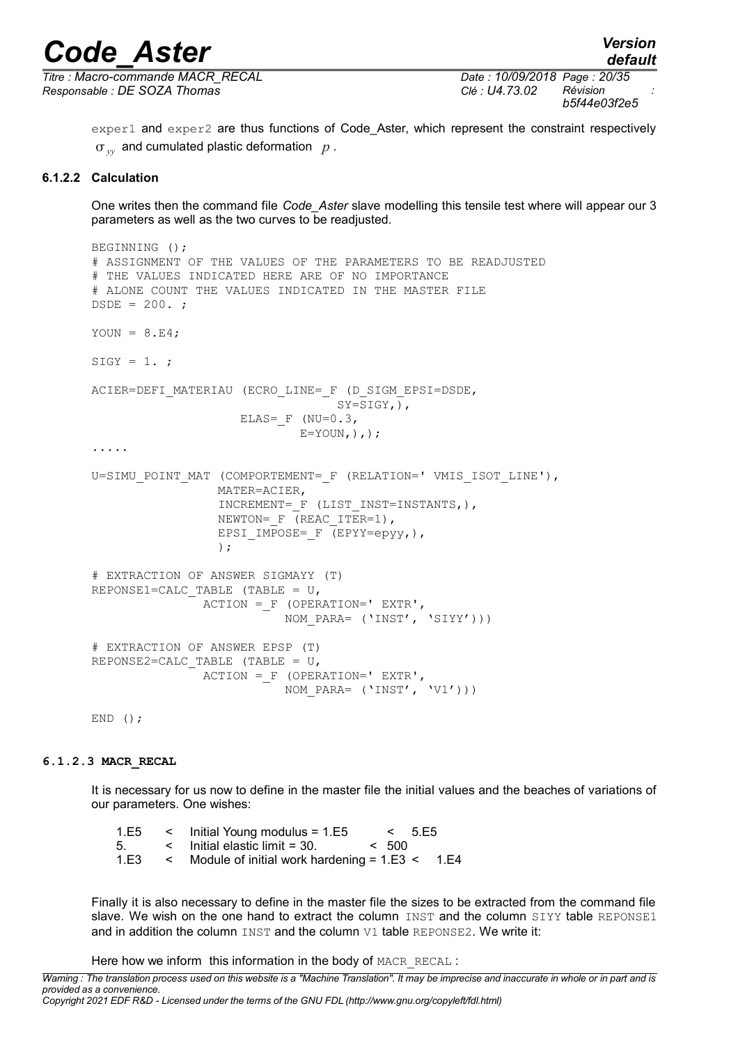exper1 and exper2 are thus functions of Code_Aster, which represent the constraint respectively $\sigma_{yy}$ and cumulated plastic deformation $p$.

#### 6.1.2.2 Calculation

One writes then the command file *Code_Aster* slave modelling this tensile test where will appear our 3 parameters as well as the two curves to be readjusted.

```
BEGINNING ();
# ASSIGNMENT OF THE VALUES OF THE PARAMETERS TO BE READJUSTED
# THE VALUES INDICATED HERE ARE OF NO IMPORTANCE
# ALONE COUNT THE VALUES INDICATED IN THE MASTER FILE
DSDE = 200. ;

YOUN = 8.E4;

SIGY = 1. ;

ACIER=DEFI_MATERIAU (ECRO_LINE=_F (D_SIGM_EPSI=DSDE,
                                   SY=SIGY,),
                     ELAS=_F (NU=0.3,
                              E=YOUN,),);
.....

U=SIMU_POINT_MAT (COMPORTEMENT=_F (RELATION=' VMIS_ISOT_LINE'),
                  MATER=ACIER,
                  INCREMENT=_F (LIST_INST=INSTANTS,),
                  NEWTON=_F (REAC_ITER=1),
                  EPSI_IMPOSE=_F (EPYY=epyy,),
                  );

# EXTRACTION OF ANSWER SIGMAYY (T)
REPONSE1=CALC_TABLE (TABLE = U,
                ACTION =_F (OPERATION=' EXTR',
                            NOM_PARA= ('INST', 'SIYY')))

# EXTRACTION OF ANSWER EPSP (T)
REPONSE2=CALC_TABLE (TABLE = U,
                ACTION =_F (OPERATION=' EXTR',
                            NOM_PARA= ('INST', 'V1')))

END ();
```

#### 6.1.2.3 MACR_RECAL

It is necessary for us now to define in the master file the initial values and the beaches of variations of our parameters. One wishes:

```
1.E5   <   Initial Young modulus = 1.E5        <   5.E5
5.     <   Initial elastic limit = 30.         <   500
1.E3   <   Module of initial work hardening = 1.E3 <   1.E4
```

Finally it is also necessary to define in the master file the sizes to be extracted from the command file slave. We wish on the one hand to extract the column INST and the column SIYY table REPONSE1 and in addition the column INST and the column V1 table REPONSE2. We write it:

Here how we inform this information in the body of MACR_RECAL :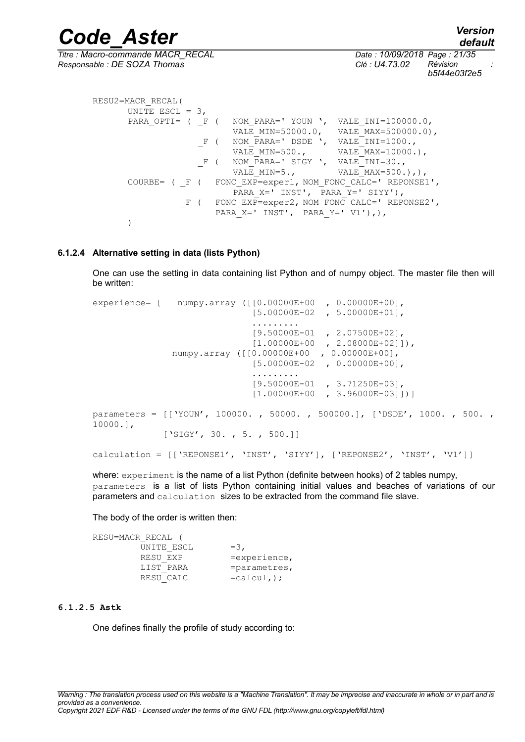```
RESU2=MACR_RECAL(
      UNITE_ESCL = 3,
      PARA_OPTI= ( _F (   NOM_PARA=' YOUN ',  VALE_INI=100000.0,
                          VALE_MIN=50000.0,   VALE_MAX=500000.0),
                   _F (   NOM_PARA=' DSDE ',  VALE_INI=1000.,
                          VALE_MIN=500.,      VALE_MAX=10000.),
                   _F (   NOM_PARA=' SIGY ',  VALE_INI=30.,
                          VALE_MIN=5.,        VALE_MAX=500.),),
      COURBE= ( _F (   FONC_EXP=exper1, NOM_FONC_CALC=' REPONSE1',
                          PARA_X=' INST',  PARA_Y=' SIYY'),
                _F (   FONC_EXP=exper2, NOM_FONC_CALC=' REPONSE2',
                       PARA_X=' INST',  PARA_Y=' V1'),),
      )
```

#### 6.1.2.4 Alternative setting in data (lists Python)

One can use the setting in data containing list Python and of numpy object. The master file then will be written:

```
experience= [   numpy.array ([[0.00000E+00  , 0.00000E+00],
                              [5.00000E-02  , 5.00000E+01],
                              .........
                              [9.50000E-01  , 2.07500E+02],
                              [1.00000E+00  , 2.08000E+02]]),
              numpy.array ([[0.00000E+00  , 0.00000E+00],
                              [5.00000E-02  , 0.00000E+00],
                              .........
                              [9.50000E-01  , 3.71250E-03],
                              [1.00000E+00  , 3.96000E-03]])]

parameters = [['YOUN', 100000. , 50000. , 500000.], ['DSDE', 1000. , 500. ,
10000.],
             ['SIGY', 30. , 5. , 500.]]

calculation = [['REPONSE1', 'INST', 'SIYY'], ['REPONSE2', 'INST', 'V1']]
```

where: `experiment` is the name of a list Python (definite between hooks) of 2 tables numpy, `parameters` is a list of lists Python containing initial values and beaches of variations of our parameters and `calculation` sizes to be extracted from the command file slave.

The body of the order is written then:

```
RESU=MACR_RECAL (
        UNITE_ESCL       =3,
        RESU_EXP         =experience,
        LIST_PARA        =parametres,
        RESU_CALC        =calcul,);
```

#### 6.1.2.5 Astk

One defines finally the profile of study according to: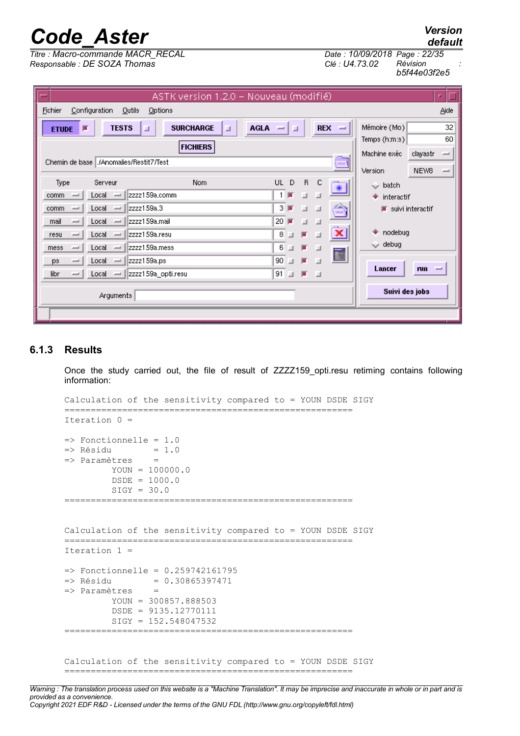### 6.1.3 Results

Once the study carried out, the file of result of ZZZZ159_opti.resu retiming contains following information:

```
Calculation of the sensitivity compared to = YOUN DSDE SIGY
=======================================================
Iteration 0 =

=> Fonctionnelle = 1.0
=> Résidu        = 1.0
=> Paramètres    =
         YOUN = 100000.0
         DSDE = 1000.0
         SIGY = 30.0
=======================================================


Calculation of the sensitivity compared to = YOUN DSDE SIGY
=======================================================
Iteration 1 =

=> Fonctionnelle = 0.259742161795
=> Résidu        = 0.30865397471
=> Paramètres    =
         YOUN = 300857.888503
         DSDE = 9135.12770111
         SIGY = 152.548047532
=======================================================


Calculation of the sensitivity compared to = YOUN DSDE SIGY
=======================================================
```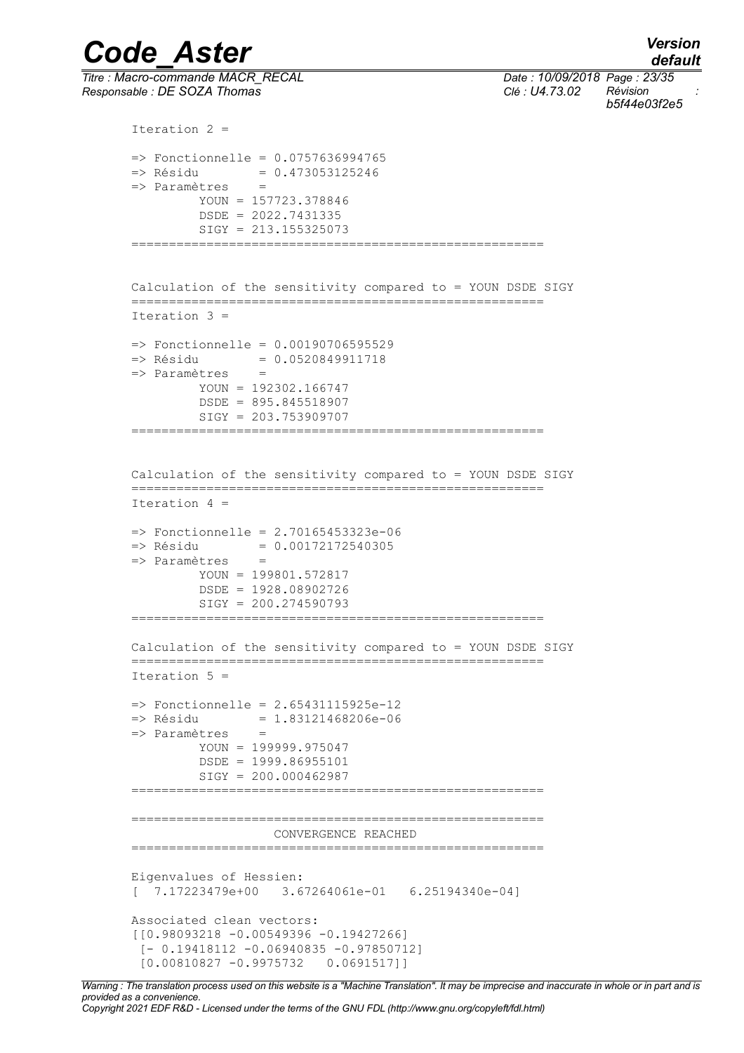```
Iteration 2 =

=> Fonctionnelle = 0.0757636994765
=> Résidu        = 0.473053125246
=> Paramètres    =
         YOUN = 157723.378846
         DSDE = 2022.7431335
         SIGY = 213.155325073
=====================================================


Calculation of the sensitivity compared to = YOUN DSDE SIGY
=====================================================
Iteration 3 =

=> Fonctionnelle = 0.00190706595529
=> Résidu        = 0.0520849911718
=> Paramètres    =
         YOUN = 192302.166747
         DSDE = 895.845518907
         SIGY = 203.753909707
=====================================================


Calculation of the sensitivity compared to = YOUN DSDE SIGY
=====================================================
Iteration 4 =

=> Fonctionnelle = 2.70165453323e-06
=> Résidu        = 0.00172172540305
=> Paramètres    =
         YOUN = 199801.572817
         DSDE = 1928.08902726
         SIGY = 200.274590793
=====================================================

Calculation of the sensitivity compared to = YOUN DSDE SIGY
=====================================================
Iteration 5 =

=> Fonctionnelle = 2.65431115925e-12
=> Résidu        = 1.83121468206e-06
=> Paramètres    =
         YOUN = 199999.975047
         DSDE = 1999.86955101
         SIGY = 200.000462987
=====================================================

=====================================================
                   CONVERGENCE REACHED
=====================================================

Eigenvalues of Hessien:
[  7.17223479e+00   3.67264061e-01   6.25194340e-04]

Associated clean vectors:
[[0.98093218 -0.00549396 -0.19427266]
 [- 0.19418112 -0.06940835 -0.97850712]
 [0.00810827 -0.9975732   0.0691517]]
```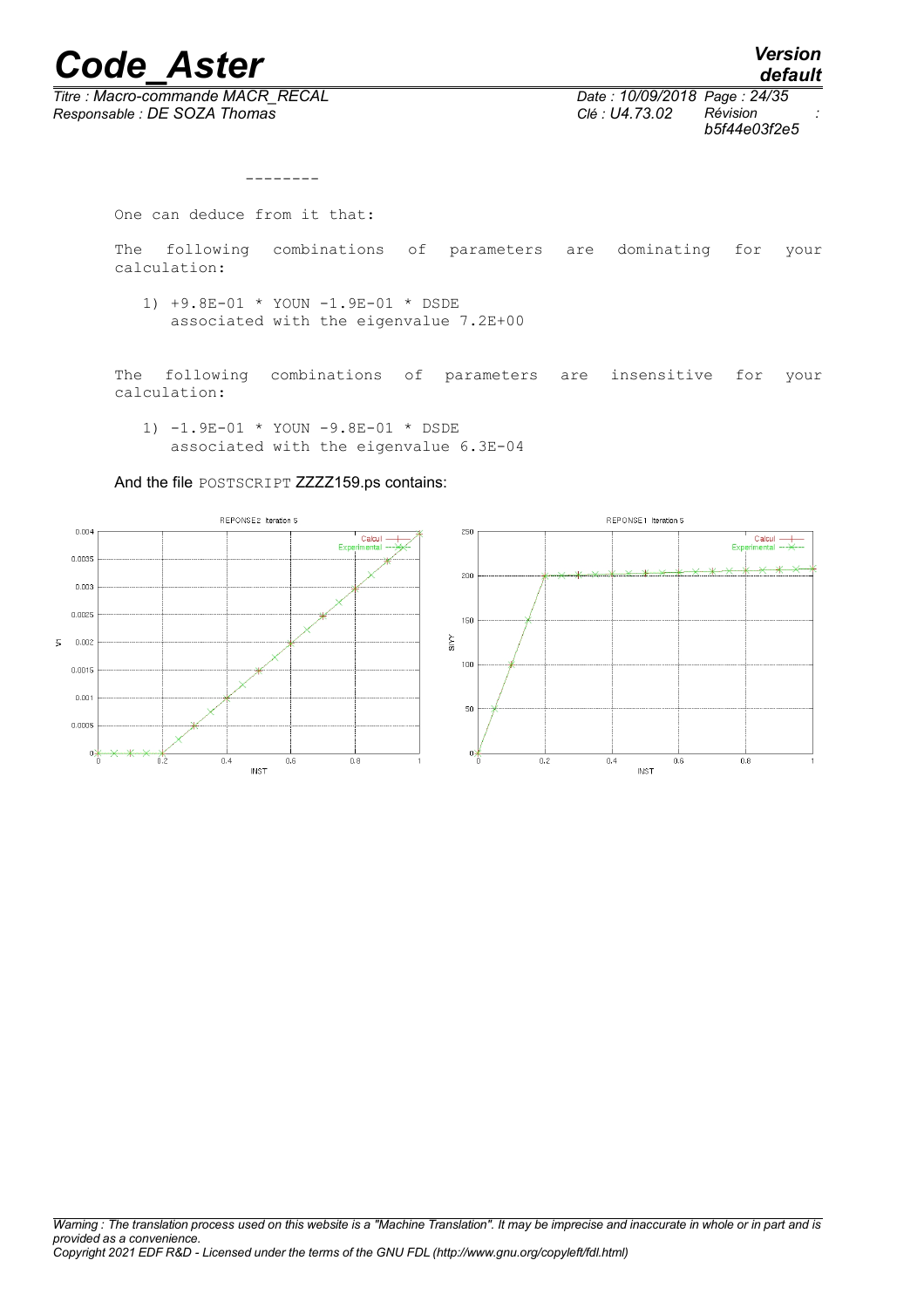```
--------

One can deduce from it that:

The following combinations of parameters are dominating for your calculation:

   1) +9.8E-01 * YOUN -1.9E-01 * DSDE
      associated with the eigenvalue 7.2E+00


The following combinations of parameters are insensitive for your calculation:

   1) -1.9E-01 * YOUN -9.8E-01 * DSDE
      associated with the eigenvalue 6.3E-04
```

And the file POSTSCRIPT ZZZZ159.ps contains: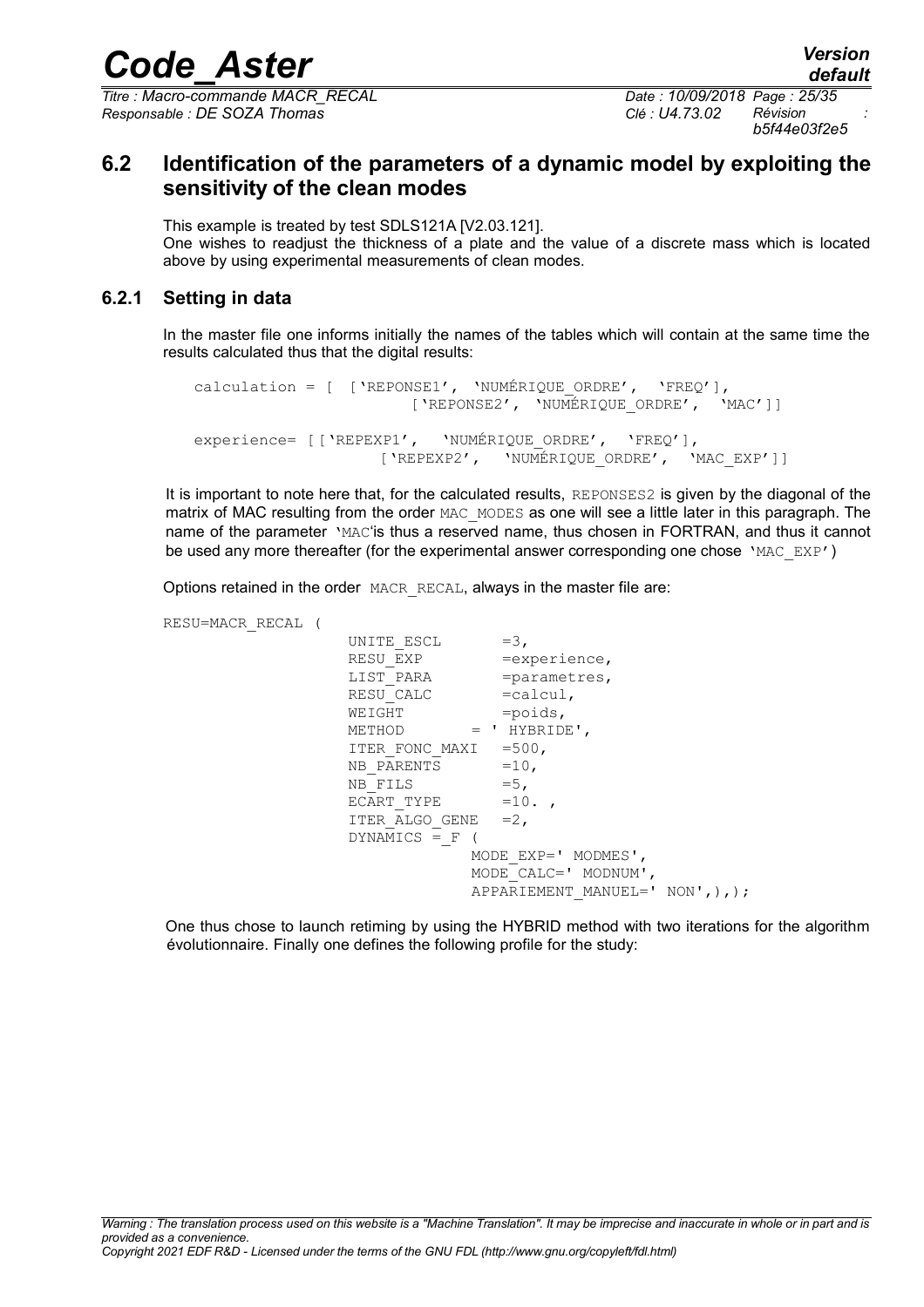## 6.2 Identification of the parameters of a dynamic model by exploiting the sensitivity of the clean modes

This example is treated by test SDLS121A [V2.03.121].
One wishes to readjust the thickness of a plate and the value of a discrete mass which is located above by using experimental measurements of clean modes.

### 6.2.1 Setting in data

In the master file one informs initially the names of the tables which will contain at the same time the results calculated thus that the digital results:

```
calculation = [  ['REPONSE1', 'NUMÉRIQUE_ORDRE',  'FREQ'],
                        ['REPONSE2', 'NUMÉRIQUE_ORDRE',  'MAC']]

experience= [['REPEXP1',   'NUMÉRIQUE_ORDRE',  'FREQ'],
                     ['REPEXP2',   'NUMÉRIQUE_ORDRE',  'MAC_EXP']]
```

It is important to note here that, for the calculated results, REPONSES2 is given by the diagonal of the matrix of MAC resulting from the order MAC_MODES as one will see a little later in this paragraph. The name of the parameter 'MAC'is thus a reserved name, thus chosen in FORTRAN, and thus it cannot be used any more thereafter (for the experimental answer corresponding one chose 'MAC_EXP')

Options retained in the order MACR_RECAL, always in the master file are:

```
RESU=MACR_RECAL (
                    UNITE_ESCL       =3,
                    RESU_EXP         =experience,
                    LIST_PARA        =parametres,
                    RESU_CALC        =calcul,
                    WEIGHT           =poids,
                    METHOD       = ' HYBRIDE',
                    ITER_FONC_MAXI   =500,
                    NB_PARENTS       =10,
                    NB_FILS          =5,
                    ECART_TYPE       =10. ,
                    ITER_ALGO_GENE   =2,
                    DYNAMICS = F (
                                MODE_EXP=' MODMES',
                                MODE_CALC=' MODNUM',
                                APPARIEMENT_MANUEL=' NON',),);
```

One thus chose to launch retiming by using the HYBRID method with two iterations for the algorithm évolutionnaire. Finally one defines the following profile for the study: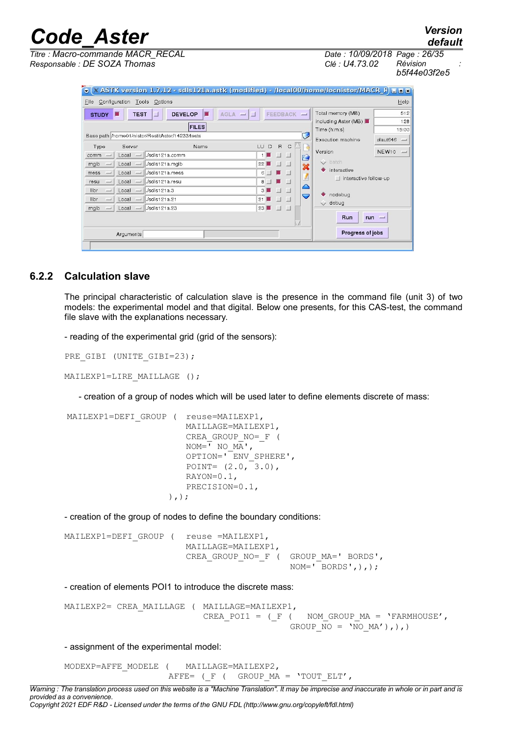### 6.2.2 Calculation slave

The principal characteristic of calculation slave is the presence in the command file (unit 3) of two models: the experimental model and that digital. Below one presents, for this CAS-test, the command file slave with the explanations necessary.

- reading of the experimental grid (grid of the sensors):

```
PRE_GIBI (UNITE_GIBI=23);

MAILEXP1=LIRE_MAILLAGE ();
```

- creation of a group of nodes which will be used later to define elements discrete of mass:

```
MAILEXP1=DEFI_GROUP (  reuse=MAILEXP1,
                       MAILLAGE=MAILEXP1,
                       CREA_GROUP_NO=_F (
                       NOM=' NO_MA',
                       OPTION=' ENV_SPHERE',
                       POINT= (2.0, 3.0),
                       RAYON=0.1,
                       PRECISION=0.1,
                  ),);
```

- creation of the group of nodes to define the boundary conditions:

```
MAILEXP1=DEFI_GROUP (  reuse =MAILEXP1,
                       MAILLAGE=MAILEXP1,
                       CREA_GROUP_NO=_F (  GROUP_MA=' BORDS',
                                           NOM=' BORDS',),);
```

- creation of elements POI1 to introduce the discrete mass:

```
MAILEXP2= CREA_MAILLAGE ( MAILLAGE=MAILEXP1,
                          CREA_POI1 = (_F (  NOM_GROUP_MA = 'FARMHOUSE',
                                           GROUP_NO = 'NO_MA'),),)
```

- assignment of the experimental model:

```
MODEXP=AFFE_MODELE (   MAILLAGE=MAILEXP2,
                  AFFE= (_F (  GROUP_MA = 'TOUT_ELT',
```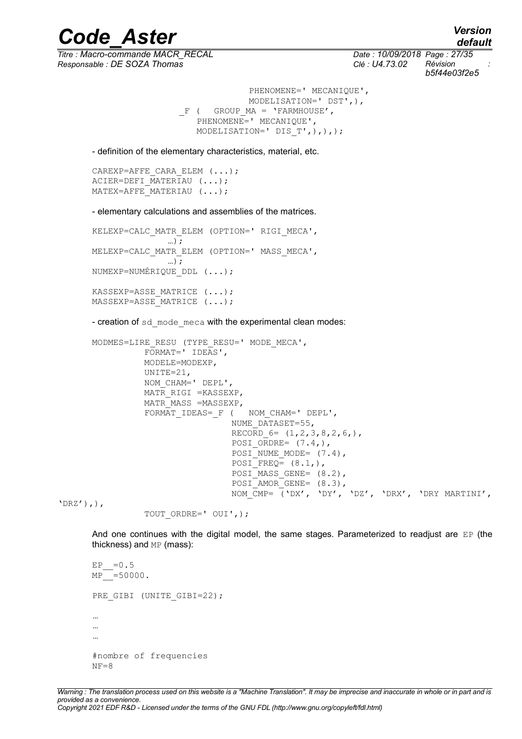```
                              PHENOMENE=' MECANIQUE',
                              MODELISATION=' DST',),
                  _F (   GROUP_MA = 'FARMHOUSE',
                     PHENOMENE=' MECANIQUE',
                     MODELISATION=' DIS_T',),),);
```

- definition of the elementary characteristics, material, etc.

```
CAREXP=AFFE_CARA_ELEM (...);
ACIER=DEFI_MATERIAU (...);
MATEX=AFFE_MATERIAU (...);
```

- elementary calculations and assemblies of the matrices.

```
KELEXP=CALC_MATR_ELEM (OPTION=' RIGI_MECA',
             …);
MELEXP=CALC_MATR_ELEM (OPTION=' MASS_MECA',
             …);
NUMEXP=NUMÉRIQUE_DDL (...);

KASSEXP=ASSE_MATRICE (...);
MASSEXP=ASSE_MATRICE (...);
```

- creation of `sd_mode_meca` with the experimental clean modes:

```
MODMES=LIRE_RESU (TYPE_RESU=' MODE_MECA',
           FORMAT=' IDEAS',
           MODELE=MODEXP,
           UNITE=21,
           NOM_CHAM=' DEPL',
           MATR_RIGI =KASSEXP,
           MATR_MASS =MASSEXP,
           FORMAT_IDEAS=_F (   NOM_CHAM=' DEPL',
                          NUME_DATASET=55,
                          RECORD_6= (1,2,3,8,2,6,),
                          POSI_ORDRE= (7.4,),
                          POSI_NUME_MODE= (7.4),
                          POSI_FREQ= (8.1,),
                          POSI_MASS_GENE= (8.2),
                          POSI_AMOR_GENE= (8.3),
                          NOM_CMP= ('DX', 'DY', 'DZ', 'DRX', 'DRY MARTINI',
'DRZ'),),
           TOUT_ORDRE=' OUI',);
```

And one continues with the digital model, the same stages. Parameterized to readjust are `EP` (the thickness) and `MP` (mass):

```
EP__=0.5
MP__=50000.

PRE_GIBI (UNITE_GIBI=22);

…
…
…

#nombre of frequencies
NF=8
```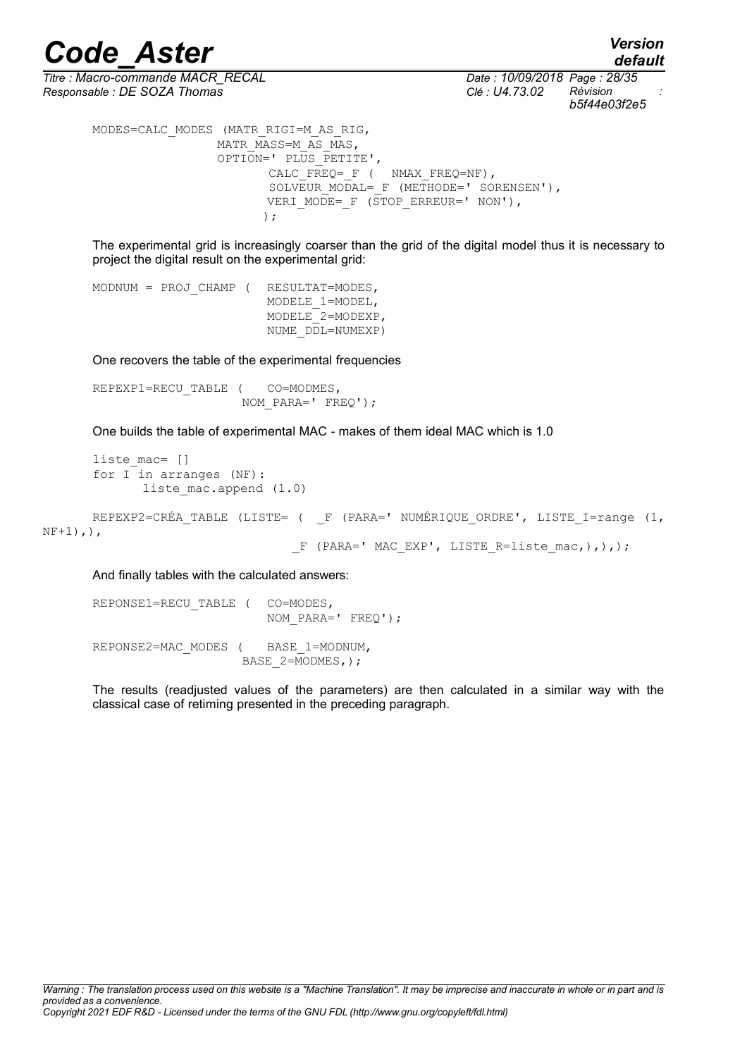```
MODES=CALC_MODES (MATR_RIGI=M_AS_RIG,
                  MATR_MASS=M_AS_MAS,
                  OPTION=' PLUS_PETITE',
                         CALC_FREQ=_F (  NMAX_FREQ=NF),
                         SOLVEUR_MODAL=_F (METHODE=' SORENSEN'),
                         VERI_MODE=_F (STOP_ERREUR=' NON'),
                        );
```

The experimental grid is increasingly coarser than the grid of the digital model thus it is necessary to project the digital result on the experimental grid:

```
MODNUM = PROJ_CHAMP (   RESULTAT=MODES,
                        MODELE_1=MODEL,
                        MODELE_2=MODEXP,
                        NUME_DDL=NUMEXP)
```

One recovers the table of the experimental frequencies

```
REPEXP1=RECU_TABLE (    CO=MODMES,
                     NOM_PARA=' FREQ');
```

One builds the table of experimental MAC - makes of them ideal MAC which is 1.0

```
liste_mac= []
for I in arranges (NF):
      liste_mac.append (1.0)

REPEXP2=CRÉA_TABLE (LISTE= (  _F (PARA=' NUMÉRIQUE_ORDRE', LISTE_I=range (1,
NF+1),),
                              _F (PARA=' MAC_EXP', LISTE_R=liste_mac,),),);
```

And finally tables with the calculated answers:

```
REPONSE1=RECU_TABLE (   CO=MODES,
                        NOM_PARA=' FREQ');

REPONSE2=MAC_MODES (    BASE_1=MODNUM,
                     BASE_2=MODMES,);
```

The results (readjusted values of the parameters) are then calculated in a similar way with the classical case of retiming presented in the preceding paragraph.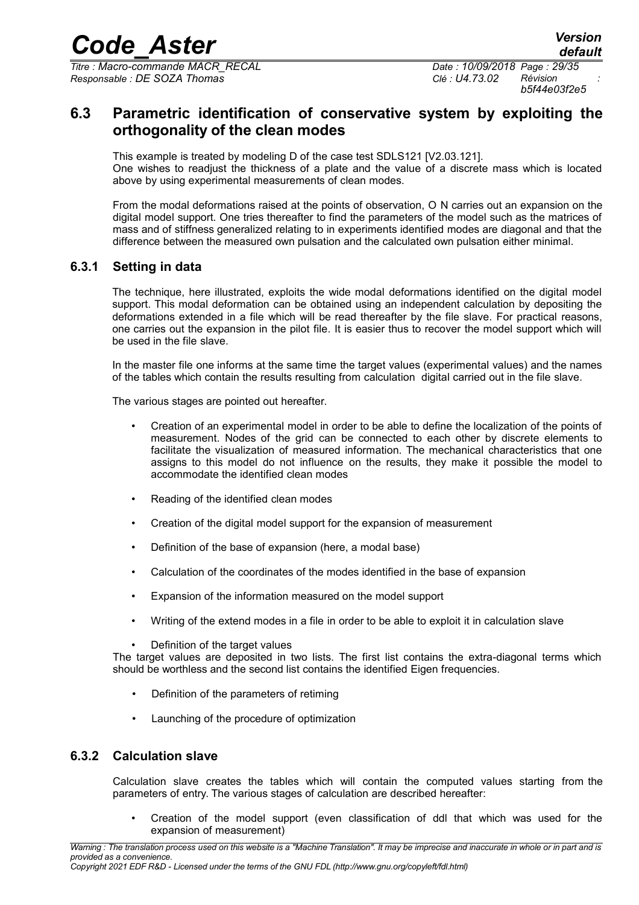## 6.3 Parametric identification of conservative system by exploiting the orthogonality of the clean modes

This example is treated by modeling D of the case test SDLS121 [V2.03.121].
One wishes to readjust the thickness of a plate and the value of a discrete mass which is located above by using experimental measurements of clean modes.

From the modal deformations raised at the points of observation, O N carries out an expansion on the digital model support. One tries thereafter to find the parameters of the model such as the matrices of mass and of stiffness generalized relating to in experiments identified modes are diagonal and that the difference between the measured own pulsation and the calculated own pulsation either minimal.

### 6.3.1 Setting in data

The technique, here illustrated, exploits the wide modal deformations identified on the digital model support. This modal deformation can be obtained using an independent calculation by depositing the deformations extended in a file which will be read thereafter by the file slave. For practical reasons, one carries out the expansion in the pilot file. It is easier thus to recover the model support which will be used in the file slave.

In the master file one informs at the same time the target values (experimental values) and the names of the tables which contain the results resulting from calculation digital carried out in the file slave.

The various stages are pointed out hereafter.

- Creation of an experimental model in order to be able to define the localization of the points of measurement. Nodes of the grid can be connected to each other by discrete elements to facilitate the visualization of measured information. The mechanical characteristics that one assigns to this model do not influence on the results, they make it possible the model to accommodate the identified clean modes
- Reading of the identified clean modes
- Creation of the digital model support for the expansion of measurement
- Definition of the base of expansion (here, a modal base)
- Calculation of the coordinates of the modes identified in the base of expansion
- Expansion of the information measured on the model support
- Writing of the extend modes in a file in order to be able to exploit it in calculation slave
- Definition of the target values

The target values are deposited in two lists. The first list contains the extra-diagonal terms which should be worthless and the second list contains the identified Eigen frequencies.

- Definition of the parameters of retiming
- Launching of the procedure of optimization

### 6.3.2 Calculation slave

Calculation slave creates the tables which will contain the computed values starting from the parameters of entry. The various stages of calculation are described hereafter:

- Creation of the model support (even classification of ddl that which was used for the expansion of measurement)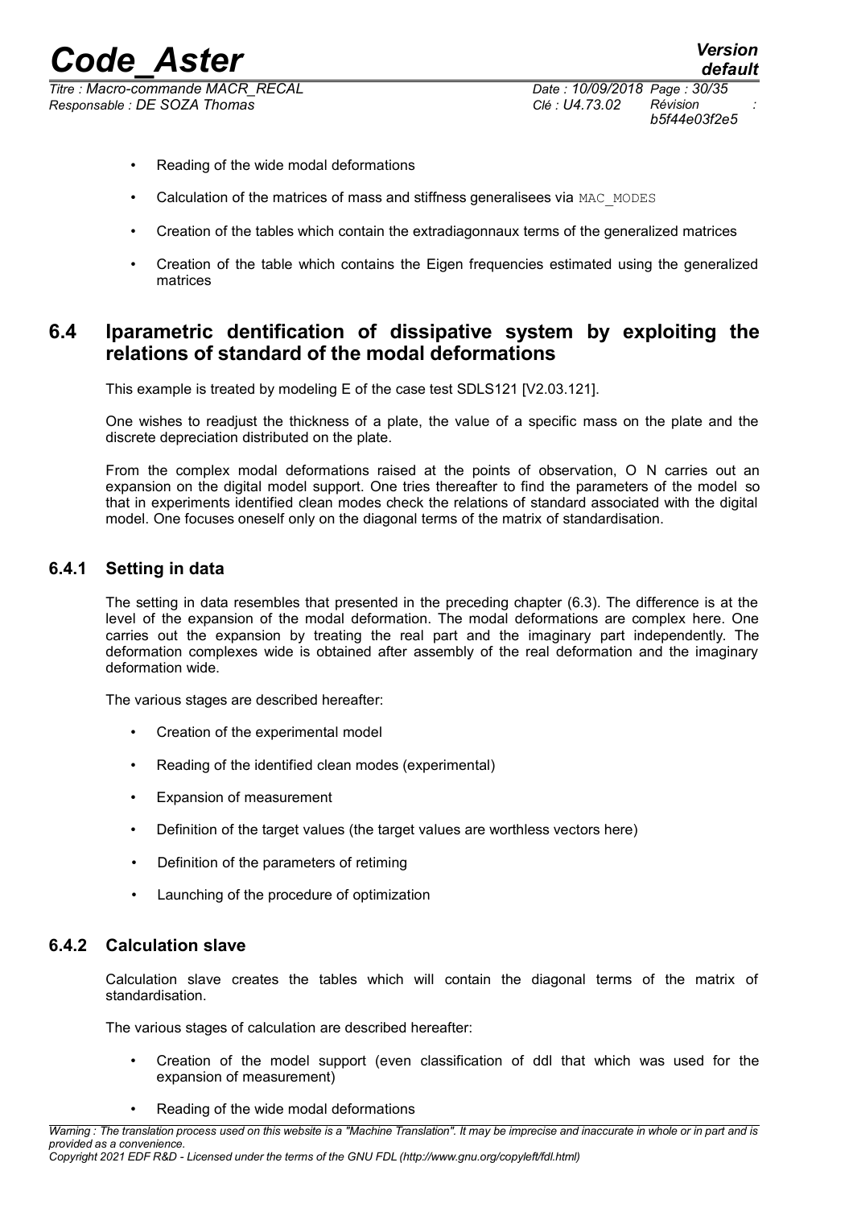- Reading of the wide modal deformations
- Calculation of the matrices of mass and stiffness generalisees via MAC_MODES
- Creation of the tables which contain the extradiagonnaux terms of the generalized matrices
- Creation of the table which contains the Eigen frequencies estimated using the generalized matrices

## 6.4 Iparametric dentification of dissipative system by exploiting the relations of standard of the modal deformations

This example is treated by modeling E of the case test SDLS121 [V2.03.121].

One wishes to readjust the thickness of a plate, the value of a specific mass on the plate and the discrete depreciation distributed on the plate.

From the complex modal deformations raised at the points of observation, O N carries out an expansion on the digital model support. One tries thereafter to find the parameters of the model so that in experiments identified clean modes check the relations of standard associated with the digital model. One focuses oneself only on the diagonal terms of the matrix of standardisation.

### 6.4.1 Setting in data

The setting in data resembles that presented in the preceding chapter (6.3). The difference is at the level of the expansion of the modal deformation. The modal deformations are complex here. One carries out the expansion by treating the real part and the imaginary part independently. The deformation complexes wide is obtained after assembly of the real deformation and the imaginary deformation wide.

The various stages are described hereafter:

- Creation of the experimental model
- Reading of the identified clean modes (experimental)
- Expansion of measurement
- Definition of the target values (the target values are worthless vectors here)
- Definition of the parameters of retiming
- Launching of the procedure of optimization

### 6.4.2 Calculation slave

Calculation slave creates the tables which will contain the diagonal terms of the matrix of standardisation.

The various stages of calculation are described hereafter:

- Creation of the model support (even classification of ddl that which was used for the expansion of measurement)
- Reading of the wide modal deformations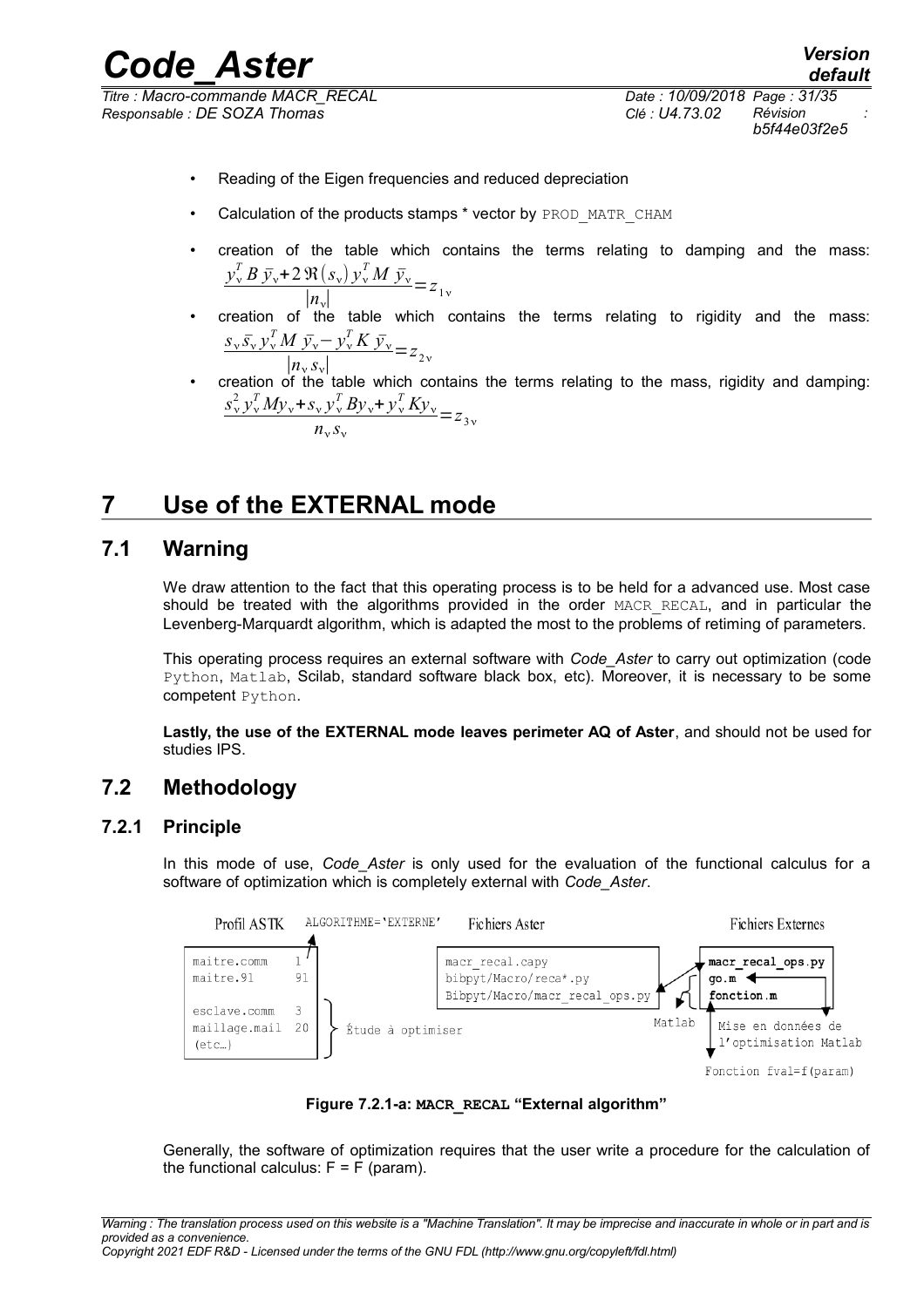- Reading of the Eigen frequencies and reduced depreciation
- Calculation of the products stamps * vector by PROD_MATR_CHAM
- creation of the table which contains the terms relating to damping and the mass: $\frac{y_v^T B \bar{y}_v + 2\Re(s_v) y_v^T M \bar{y}_v}{|n_v|} = z_{1v}$
- creation of the table which contains the terms relating to rigidity and the mass: $\frac{s_v \bar{s}_v y_v^T M \bar{y}_v - y_v^T K \bar{y}_v}{|n_v s_v|} = z_{2v}$
- creation of the table which contains the terms relating to the mass, rigidity and damping: $\frac{s_v^2 y_v^T M y_v + s_v y_v^T B y_v + y_v^T K y_v}{n_v s_v} = z_{3v}$

# 7 Use of the EXTERNAL mode

## 7.1 Warning

We draw attention to the fact that this operating process is to be held for a advanced use. Most case should be treated with the algorithms provided in the order MACR_RECAL, and in particular the Levenberg-Marquardt algorithm, which is adapted the most to the problems of retiming of parameters.

This operating process requires an external software with *Code_Aster* to carry out optimization (code Python, Matlab, Scilab, standard software black box, etc). Moreover, it is necessary to be some competent Python.

**Lastly, the use of the EXTERNAL mode leaves perimeter AQ of Aster**, and should not be used for studies IPS.

## 7.2 Methodology

### 7.2.1 Principle

In this mode of use, *Code_Aster* is only used for the evaluation of the functional calculus for a software of optimization which is completely external with *Code_Aster*.

Profil ASTK — ALGORITHME='EXTERNE' — Fichiers Aster — Fichiers Externes

```
maitre.comm     1         macr_recal.capy                    macr_recal_ops.py
maitre.91      91         bibpyt/Macro/reca*.py              go.m
                          Bibpyt/Macro/macr_recal_ops.py     fonction.m
esclave.comm    3
maillage.mail  20   Étude à optimiser          Matlab   Mise en données de
(etc…)                                                   l'optimisation Matlab

                                                         Fonction fval=f(param)
```

**Figure 7.2.1-a: MACR_RECAL "External algorithm"**

Generally, the software of optimization requires that the user write a procedure for the calculation of the functional calculus: F = F (param).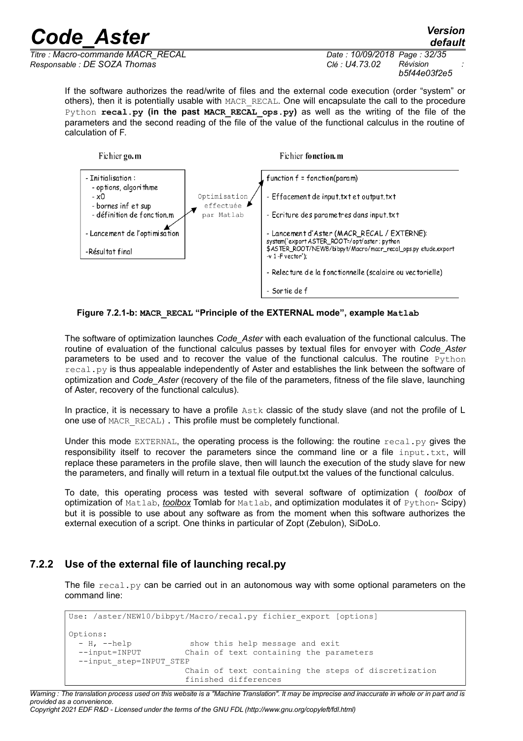If the software authorizes the read/write of files and the external code execution (order "system" or others), then it is potentially usable with MACR_RECAL. One will encapsulate the call to the procedure Python **recal.py (in the past MACR_RECAL_ops.py)** as well as the writing of the file of the parameters and the second reading of the file of the value of the functional calculus in the routine of calculation of F.

Fichier **go.m**

- Initialisation :
  - options, algorithme
  - x0
  - bornes inf et sup
  - définition de fonction.m
- Lancement de l'optimisation
- Résultat final

Optimisation effectuée par Matlab

Fichier **fonction.m**

- function f = fonction(param)
- Effacement de input.txt et output.txt
- Ecriture des parametres dans input.txt
- Lancement d'Aster (MACR_RECAL / EXTERNE): system('export ASTER_ROOT=/opt/aster ; python $ASTER_ROOT/NEW8/bibpyt/Macro/macr_recal_ops.py etude.export -v 1 -F vector');
- Relecture de la fonctionnelle (scalaire ou vectorielle)
- Sortie de f

**Figure 7.2.1-b: MACR_RECAL "Principle of the EXTERNAL mode", example Matlab**

The software of optimization launches *Code_Aster* with each evaluation of the functional calculus. The routine of evaluation of the functional calculus passes by textual files for envoyer with *Code_Aster* parameters to be used and to recover the value of the functional calculus. The routine Python recal.py is thus appealable independently of Aster and establishes the link between the software of optimization and *Code_Aster* (recovery of the file of the parameters, fitness of the file slave, launching of Aster, recovery of the functional calculus).

In practice, it is necessary to have a profile Astk classic of the study slave (and not the profile of L one use of MACR_RECAL). This profile must be completely functional.

Under this mode EXTERNAL, the operating process is the following: the routine recal.py gives the responsibility itself to recover the parameters since the command line or a file input.txt, will replace these parameters in the profile slave, then will launch the execution of the study slave for new the parameters, and finally will return in a textual file output.txt the values of the functional calculus.

To date, this operating process was tested with several software of optimization ( *toolbox* of optimization of Matlab, *toolbox* Tomlab for Matlab, and optimization modulates it of Python- Scipy) but it is possible to use about any software as from the moment when this software authorizes the external execution of a script. One thinks in particular of Zopt (Zebulon), SiDoLo.

### 7.2.2 Use of the external file of launching recal.py

The file recal.py can be carried out in an autonomous way with some optional parameters on the command line:

```
Use: /aster/NEW10/bibpyt/Macro/recal.py fichier_export [options]

Options:
  - H, --help            show this help message and exit
  --input=INPUT         Chain of text containing the parameters
  --input_step=INPUT_STEP
                        Chain of text containing the steps of discretization
                        finished differences
```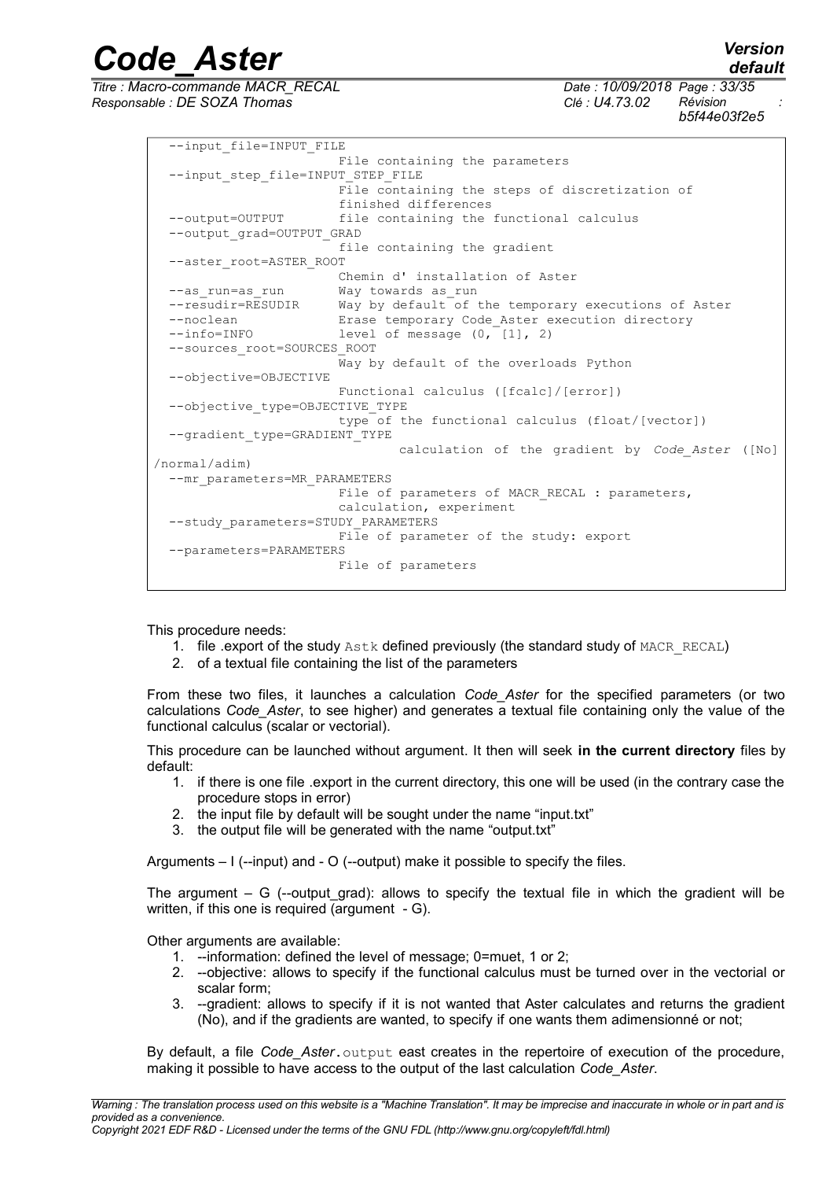```
  --input_file=INPUT_FILE
                        File containing the parameters
  --input_step_file=INPUT_STEP_FILE
                        File containing the steps of discretization of
                        finished differences
  --output=OUTPUT       file containing the functional calculus
  --output_grad=OUTPUT_GRAD
                        file containing the gradient
  --aster_root=ASTER_ROOT
                        Chemin d' installation of Aster
  --as_run=as_run       Way towards as_run
  --resudir=RESUDIR     Way by default of the temporary executions of Aster
  --noclean             Erase temporary Code_Aster execution directory
  --info=INFO           level of message (0, [1], 2)
  --sources_root=SOURCES_ROOT
                        Way by default of the overloads Python
  --objective=OBJECTIVE
                        Functional calculus ([fcalc]/[error])
  --objective_type=OBJECTIVE_TYPE
                        type of the functional calculus (float/[vector])
  --gradient_type=GRADIENT_TYPE
                                  calculation of the gradient by Code_Aster ([No]
/normal/adim)
  --mr_parameters=MR_PARAMETERS
                        File of parameters of MACR_RECAL : parameters,
                        calculation, experiment
  --study_parameters=STUDY_PARAMETERS
                        File of parameter of the study: export
  --parameters=PARAMETERS
                        File of parameters
```

This procedure needs:

1. file .export of the study `Astk` defined previously (the standard study of `MACR_RECAL`)
2. of a textual file containing the list of the parameters

From these two files, it launches a calculation *Code_Aster* for the specified parameters (or two calculations *Code_Aster*, to see higher) and generates a textual file containing only the value of the functional calculus (scalar or vectorial).

This procedure can be launched without argument. It then will seek **in the current directory** files by default:

1. if there is one file .export in the current directory, this one will be used (in the contrary case the procedure stops in error)
2. the input file by default will be sought under the name "input.txt"
3. the output file will be generated with the name "output.txt"

Arguments – I (--input) and - O (--output) make it possible to specify the files.

The argument – G (--output_grad): allows to specify the textual file in which the gradient will be written, if this one is required (argument - G).

Other arguments are available:

1. --information: defined the level of message; 0=muet, 1 or 2;
2. --objective: allows to specify if the functional calculus must be turned over in the vectorial or scalar form;
3. --gradient: allows to specify if it is not wanted that Aster calculates and returns the gradient (No), and if the gradients are wanted, to specify if one wants them adimensionné or not;

By default, a file *Code_Aster*.`output` east creates in the repertoire of execution of the procedure, making it possible to have access to the output of the last calculation *Code_Aster*.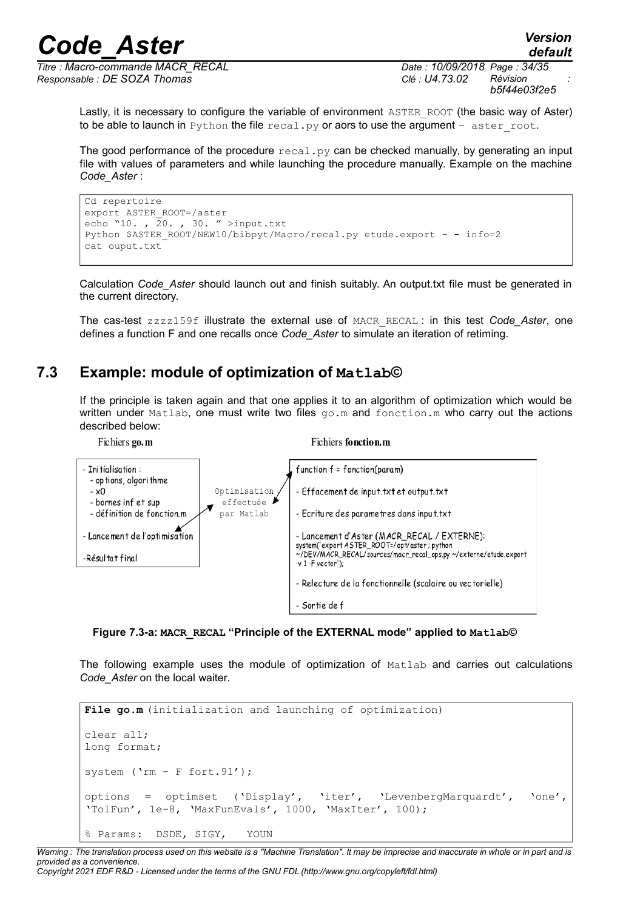Lastly, it is necessary to configure the variable of environment `ASTER_ROOT` (the basic way of Aster) to be able to launch in `Python` the file `recal.py` or aors to use the argument `– aster_root`.

The good performance of the procedure `recal.py` can be checked manually, by generating an input file with values of parameters and while launching the procedure manually. Example on the machine *Code_Aster* :

```
Cd repertoire
export ASTER_ROOT=/aster
echo "10. , 20. , 30. " >input.txt
Python $ASTER_ROOT/NEW10/bibpyt/Macro/recal.py etude.export – - info=2
cat ouput.txt
```

Calculation *Code_Aster* should launch out and finish suitably. An output.txt file must be generated in the current directory.

The cas-test `zzzz159f` illustrate the external use of `MACR_RECAL` : in this test *Code_Aster*, one defines a function F and one recalls once *Code_Aster* to simulate an iteration of retiming.

## 7.3 Example: module of optimization of **Matlab©**

If the principle is taken again and that one applies it to an algorithm of optimization which would be written under `Matlab`, one must write two files `go.m` and `fonction.m` who carry out the actions described below:

| Fichiers **go.m** | | Fichiers **fonction.m** |
|---|---|---|
| - Initialisation : - options, algorithme - x0 - bornes inf et sup - définition de fonction.m | Optimisation effectuée par Matlab | function f = fonction(param) |
| | | - Effacement de input.txt et output.txt |
| | | - Ecriture des parametres dans input.txt |
| - Lancement de l'optimisation | | - Lancement d'Aster (MACR_RECAL / EXTERNE): system('export ASTER_ROOT=/opt/aster ; python ~/DEV/MACR_RECAL/sources/macr_recal_ops.py ~/externe/etude.export -v 1 -F vector'); |
| -Résultat final | | - Relecture de la fonctionnelle (scalaire ou vectorielle) |
| | | - Sortie de f |

**Figure 7.3-a: MACR_RECAL "Principle of the EXTERNAL mode" applied to Matlab©**

The following example uses the module of optimization of `Matlab` and carries out calculations *Code_Aster* on the local waiter.

```
File go.m (initialization and launching of optimization)

clear all;
long format;

system ('rm - F fort.91');

options  =  optimset  ('Display',  'iter',  'LevenbergMarquardt',  'one',
'TolFun', 1e-8, 'MaxFunEvals', 1000, 'MaxIter', 100);

% Params:  DSDE, SIGY,   YOUN
```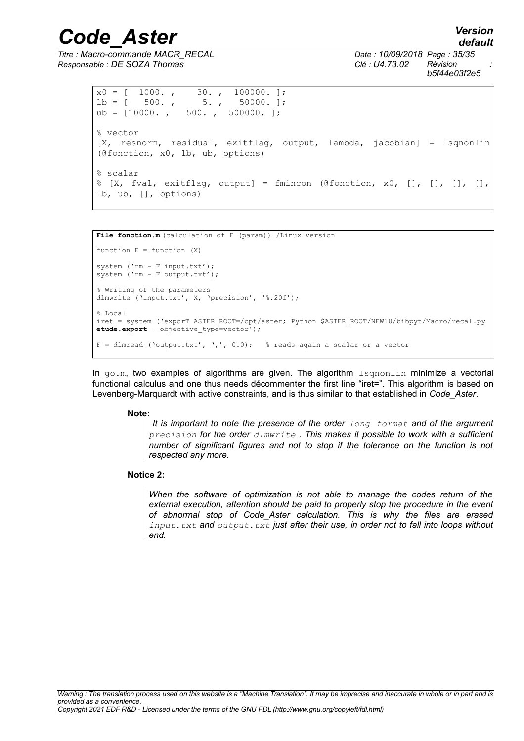```
x0 = [  1000. ,     30. ,  100000. ];
lb = [   500. ,      5. ,   50000. ];
ub = [10000. ,   500. ,  500000. ];

% vector
[X, resnorm, residual, exitflag, output, lambda, jacobian] = lsqnonlin
(@fonction, x0, lb, ub, options)

% scalar
% [X, fval, exitflag, output] = fmincon (@fonction, x0, [], [], [], [],
lb, ub, [], options)
```

```
File fonction.m (calculation of F (param)) /Linux version

function F = function (X)

system ('rm - F input.txt');
system ('rm - F output.txt');

% Writing of the parameters
dlmwrite ('input.txt', X, 'precision', '%.20f');

% Local
iret = system ('exporT ASTER_ROOT=/opt/aster; Python $ASTER_ROOT/NEW10/bibpyt/Macro/recal.py
etude.export --objective_type=vector');

F = dlmread ('output.txt', ',', 0.0);   % reads again a scalar or a vector
```

In go.m, two examples of algorithms are given. The algorithm lsqnonlin minimize a vectorial functional calculus and one thus needs décommenter the first line "iret=". This algorithm is based on Levenberg-Marquardt with active constraints, and is thus similar to that established in *Code_Aster*.

**Note:**

*It is important to note the presence of the order* `long format` *and of the argument* `precision` *for the order* `dlmwrite` *. This makes it possible to work with a sufficient number of significant figures and not to stop if the tolerance on the function is not respected any more.*

**Notice 2:**

*When the software of optimization is not able to manage the codes return of the external execution, attention should be paid to properly stop the procedure in the event of abnormal stop of Code_Aster calculation. This is why the files are erased* `input.txt` *and* `output.txt` *just after their use, in order not to fall into loops without end.*